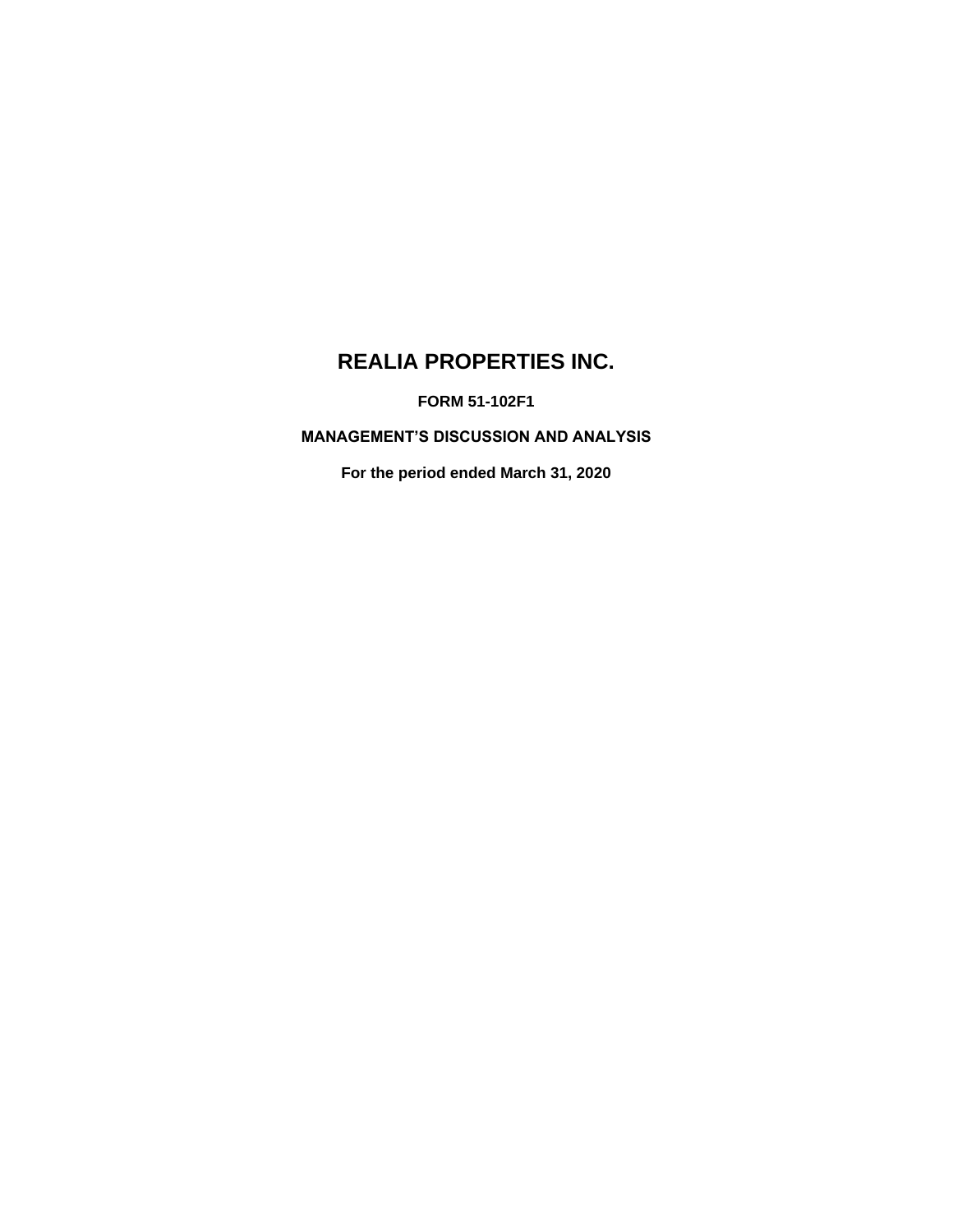# REALIA PROPERTIES INC.

**FORM 51-102F1**

**MANAGEMENT'S DISCUSSION AND ANALYSIS**

**For the period ended March 31, 2020**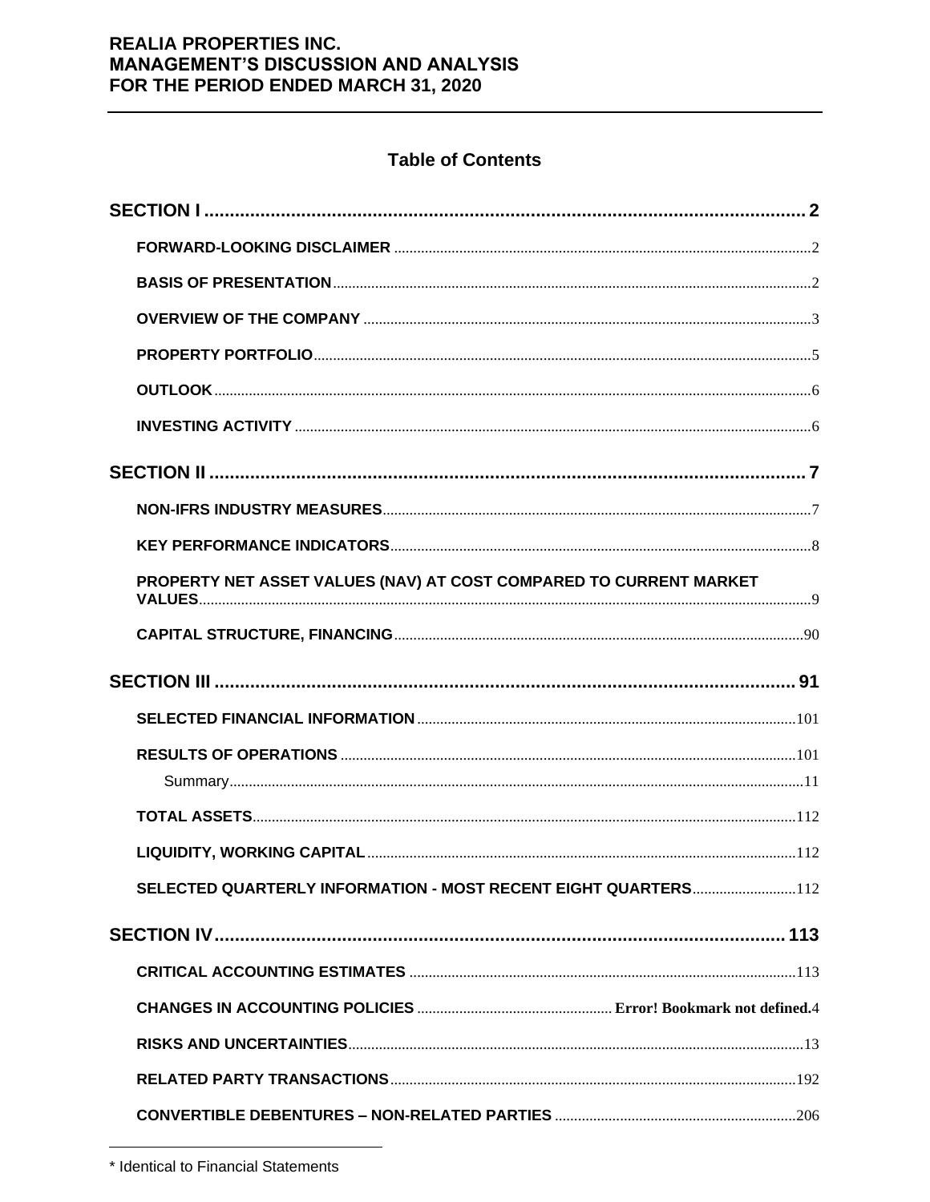# Table of Contents

**SECTION I** .......... 2

- **FORWARD-LOOKING DISCLAIMER** .......... 2
- **BASIS OF PRESENTATION** .......... 2
- **OVERVIEW OF THE COMPANY** .......... 3
- **PROPERTY PORTFOLIO** .......... 5
- **OUTLOOK** .......... 6
- **INVESTING ACTIVITY** .......... 6

**SECTION II** .......... 7

- **NON-IFRS INDUSTRY MEASURES** .......... 7
- **KEY PERFORMANCE INDICATORS** .......... 8
- **PROPERTY NET ASSET VALUES (NAV) AT COST COMPARED TO CURRENT MARKET VALUES** .......... 9
- **CAPITAL STRUCTURE, FINANCING** .......... 90

**SECTION III** .......... 91

- **SELECTED FINANCIAL INFORMATION** .......... 101
- **RESULTS OF OPERATIONS** .......... 101
  - Summary .......... 11
- **TOTAL ASSETS** .......... 112
- **LIQUIDITY, WORKING CAPITAL** .......... 112
- **SELECTED QUARTERLY INFORMATION - MOST RECENT EIGHT QUARTERS** .......... 112

**SECTION IV** .......... 113

- **CRITICAL ACCOUNTING ESTIMATES** .......... 113
- **CHANGES IN ACCOUNTING POLICIES** .......... Error! Bookmark not defined.4
- **RISKS AND UNCERTAINTIES** .......... 13
- **RELATED PARTY TRANSACTIONS** .......... 192
- **CONVERTIBLE DEBENTURES – NON-RELATED PARTIES** .......... 206

\* Identical to Financial Statements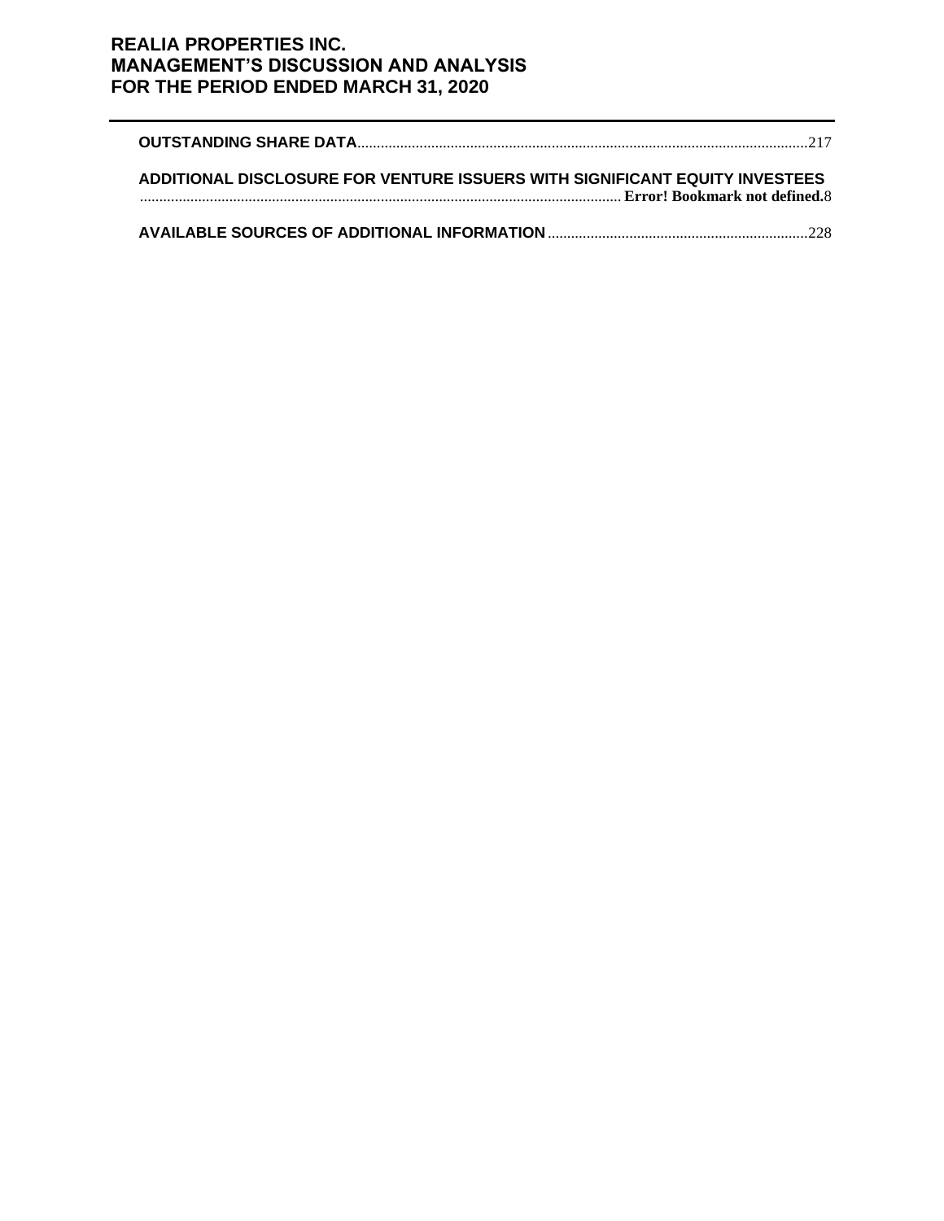**OUTSTANDING SHARE DATA**..................................................................................................................217

**ADDITIONAL DISCLOSURE FOR VENTURE ISSUERS WITH SIGNIFICANT EQUITY INVESTEES** ........................................................................................................... **Error! Bookmark not defined.**8

**AVAILABLE SOURCES OF ADDITIONAL INFORMATION**..................................................................228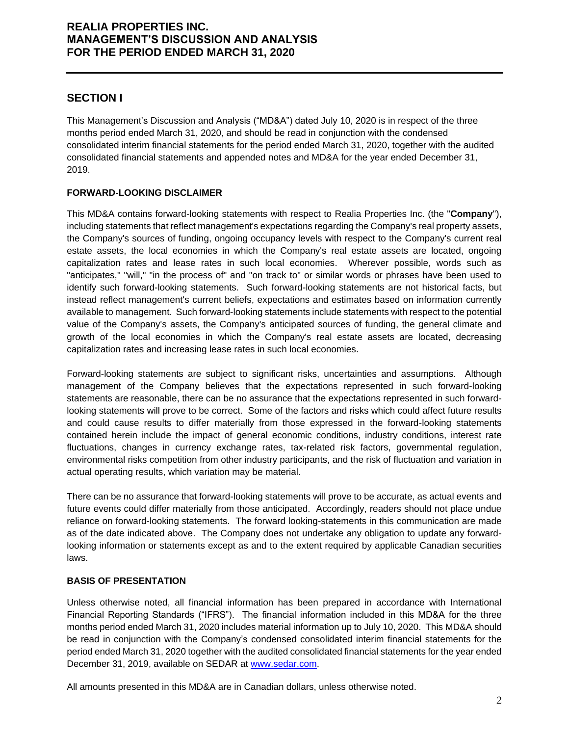## SECTION I

This Management's Discussion and Analysis ("MD&A") dated July 10, 2020 is in respect of the three months period ended March 31, 2020, and should be read in conjunction with the condensed consolidated interim financial statements for the period ended March 31, 2020, together with the audited consolidated financial statements and appended notes and MD&A for the year ended December 31, 2019.

### FORWARD-LOOKING DISCLAIMER

This MD&A contains forward-looking statements with respect to Realia Properties Inc. (the "**Company**"), including statements that reflect management's expectations regarding the Company's real property assets, the Company's sources of funding, ongoing occupancy levels with respect to the Company's current real estate assets, the local economies in which the Company's real estate assets are located, ongoing capitalization rates and lease rates in such local economies. Wherever possible, words such as "anticipates," "will," "in the process of" and "on track to" or similar words or phrases have been used to identify such forward-looking statements. Such forward-looking statements are not historical facts, but instead reflect management's current beliefs, expectations and estimates based on information currently available to management. Such forward-looking statements include statements with respect to the potential value of the Company's assets, the Company's anticipated sources of funding, the general climate and growth of the local economies in which the Company's real estate assets are located, decreasing capitalization rates and increasing lease rates in such local economies.

Forward-looking statements are subject to significant risks, uncertainties and assumptions. Although management of the Company believes that the expectations represented in such forward-looking statements are reasonable, there can be no assurance that the expectations represented in such forward-looking statements will prove to be correct. Some of the factors and risks which could affect future results and could cause results to differ materially from those expressed in the forward-looking statements contained herein include the impact of general economic conditions, industry conditions, interest rate fluctuations, changes in currency exchange rates, tax-related risk factors, governmental regulation, environmental risks competition from other industry participants, and the risk of fluctuation and variation in actual operating results, which variation may be material.

There can be no assurance that forward-looking statements will prove to be accurate, as actual events and future events could differ materially from those anticipated. Accordingly, readers should not place undue reliance on forward-looking statements. The forward looking-statements in this communication are made as of the date indicated above. The Company does not undertake any obligation to update any forward-looking information or statements except as and to the extent required by applicable Canadian securities laws.

### BASIS OF PRESENTATION

Unless otherwise noted, all financial information has been prepared in accordance with International Financial Reporting Standards ("IFRS"). The financial information included in this MD&A for the three months period ended March 31, 2020 includes material information up to July 10, 2020. This MD&A should be read in conjunction with the Company's condensed consolidated interim financial statements for the period ended March 31, 2020 together with the audited consolidated financial statements for the year ended December 31, 2019, available on SEDAR at www.sedar.com.

All amounts presented in this MD&A are in Canadian dollars, unless otherwise noted.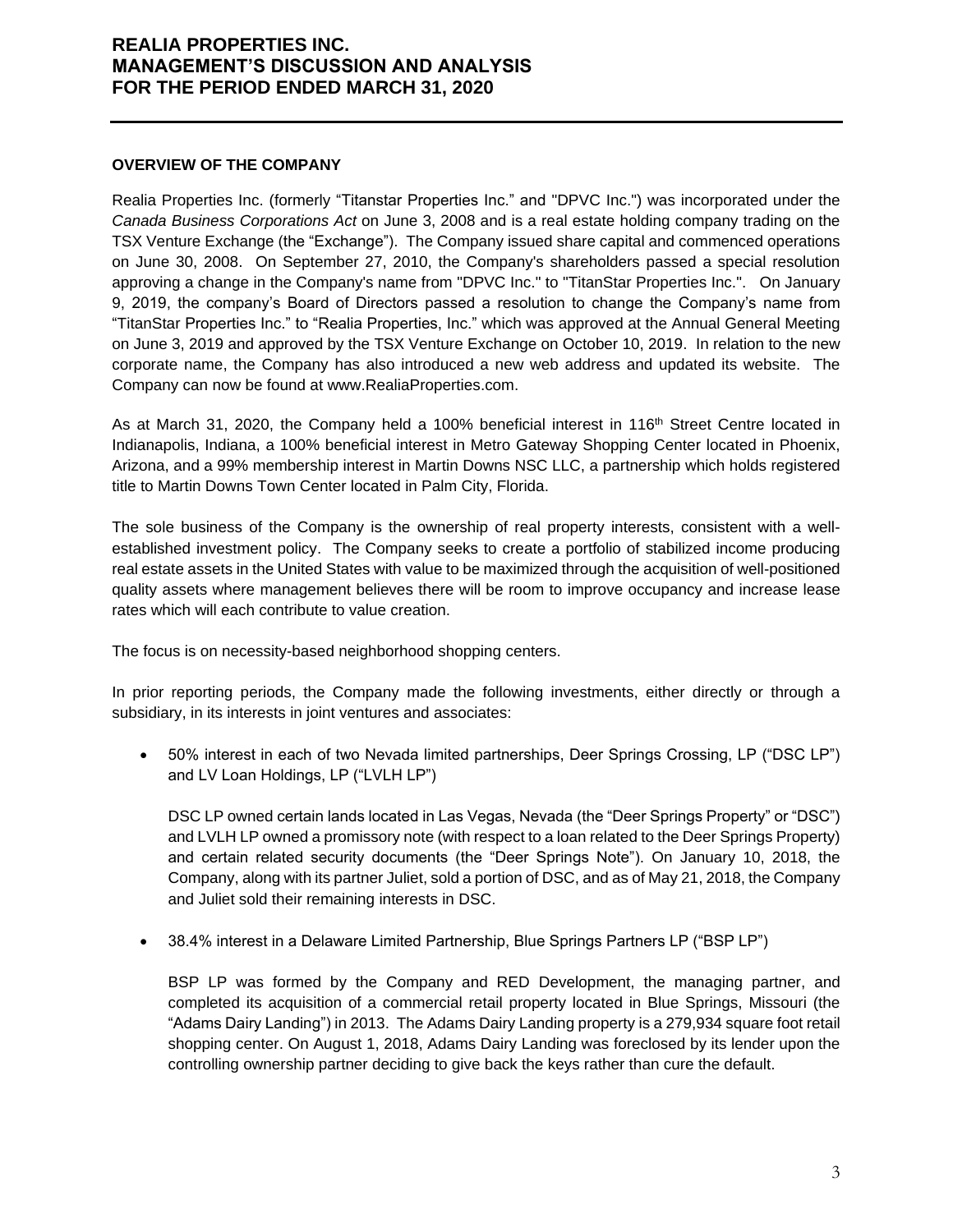## OVERVIEW OF THE COMPANY

Realia Properties Inc. (formerly "Titanstar Properties Inc." and "DPVC Inc.") was incorporated under the *Canada Business Corporations Act* on June 3, 2008 and is a real estate holding company trading on the TSX Venture Exchange (the "Exchange"). The Company issued share capital and commenced operations on June 30, 2008. On September 27, 2010, the Company's shareholders passed a special resolution approving a change in the Company's name from "DPVC Inc." to "TitanStar Properties Inc.". On January 9, 2019, the company's Board of Directors passed a resolution to change the Company's name from "TitanStar Properties Inc." to "Realia Properties, Inc." which was approved at the Annual General Meeting on June 3, 2019 and approved by the TSX Venture Exchange on October 10, 2019. In relation to the new corporate name, the Company has also introduced a new web address and updated its website. The Company can now be found at www.RealiaProperties.com.

As at March 31, 2020, the Company held a 100% beneficial interest in 116th Street Centre located in Indianapolis, Indiana, a 100% beneficial interest in Metro Gateway Shopping Center located in Phoenix, Arizona, and a 99% membership interest in Martin Downs NSC LLC, a partnership which holds registered title to Martin Downs Town Center located in Palm City, Florida.

The sole business of the Company is the ownership of real property interests, consistent with a well-established investment policy. The Company seeks to create a portfolio of stabilized income producing real estate assets in the United States with value to be maximized through the acquisition of well-positioned quality assets where management believes there will be room to improve occupancy and increase lease rates which will each contribute to value creation.

The focus is on necessity-based neighborhood shopping centers.

In prior reporting periods, the Company made the following investments, either directly or through a subsidiary, in its interests in joint ventures and associates:

- 50% interest in each of two Nevada limited partnerships, Deer Springs Crossing, LP ("DSC LP") and LV Loan Holdings, LP ("LVLH LP")

  DSC LP owned certain lands located in Las Vegas, Nevada (the "Deer Springs Property" or "DSC") and LVLH LP owned a promissory note (with respect to a loan related to the Deer Springs Property) and certain related security documents (the "Deer Springs Note"). On January 10, 2018, the Company, along with its partner Juliet, sold a portion of DSC, and as of May 21, 2018, the Company and Juliet sold their remaining interests in DSC.

- 38.4% interest in a Delaware Limited Partnership, Blue Springs Partners LP ("BSP LP")

  BSP LP was formed by the Company and RED Development, the managing partner, and completed its acquisition of a commercial retail property located in Blue Springs, Missouri (the "Adams Dairy Landing") in 2013. The Adams Dairy Landing property is a 279,934 square foot retail shopping center. On August 1, 2018, Adams Dairy Landing was foreclosed by its lender upon the controlling ownership partner deciding to give back the keys rather than cure the default.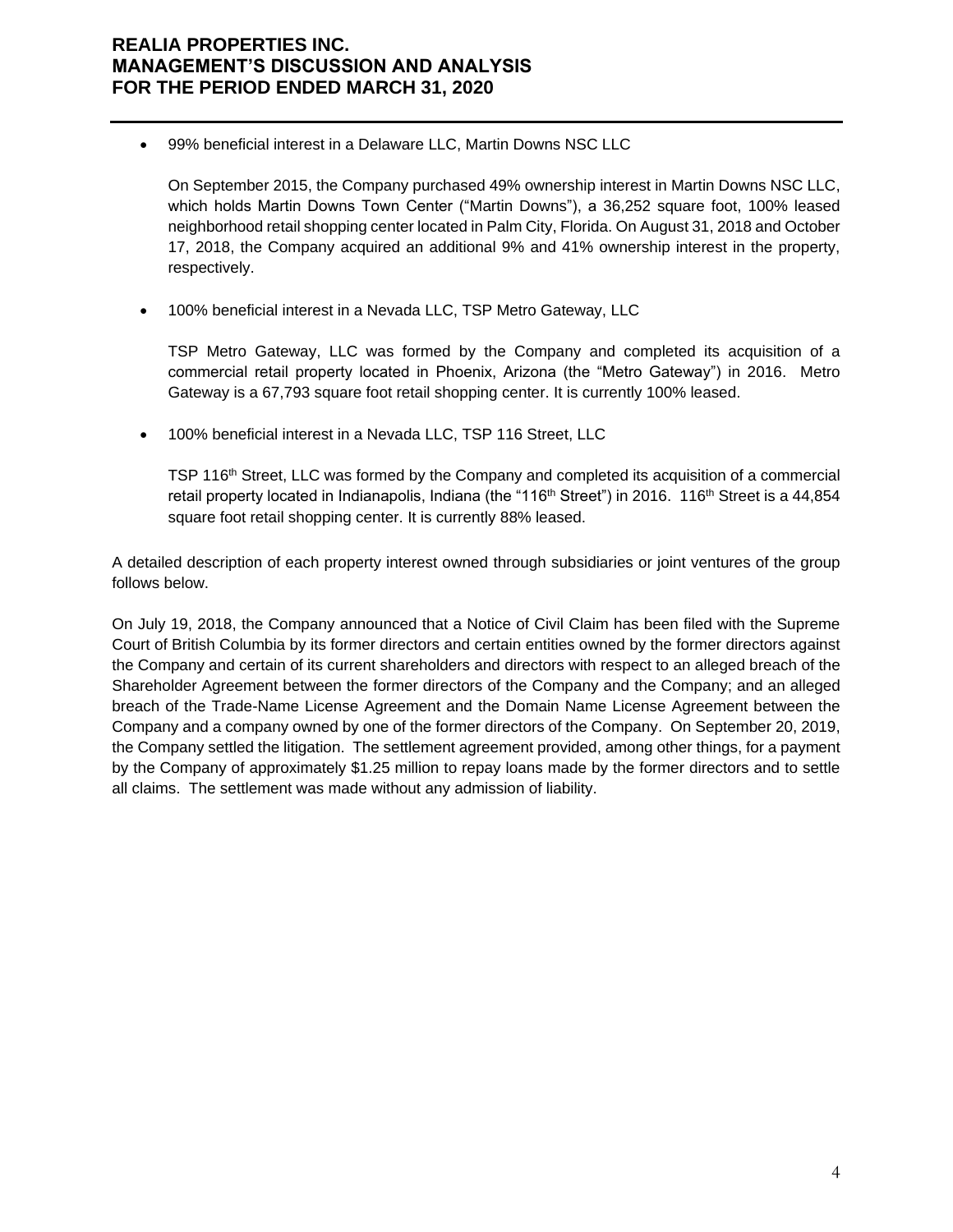- 99% beneficial interest in a Delaware LLC, Martin Downs NSC LLC

  On September 2015, the Company purchased 49% ownership interest in Martin Downs NSC LLC, which holds Martin Downs Town Center ("Martin Downs"), a 36,252 square foot, 100% leased neighborhood retail shopping center located in Palm City, Florida. On August 31, 2018 and October 17, 2018, the Company acquired an additional 9% and 41% ownership interest in the property, respectively.

- 100% beneficial interest in a Nevada LLC, TSP Metro Gateway, LLC

  TSP Metro Gateway, LLC was formed by the Company and completed its acquisition of a commercial retail property located in Phoenix, Arizona (the "Metro Gateway") in 2016. Metro Gateway is a 67,793 square foot retail shopping center. It is currently 100% leased.

- 100% beneficial interest in a Nevada LLC, TSP 116 Street, LLC

  TSP 116th Street, LLC was formed by the Company and completed its acquisition of a commercial retail property located in Indianapolis, Indiana (the "116th Street") in 2016. 116th Street is a 44,854 square foot retail shopping center. It is currently 88% leased.

A detailed description of each property interest owned through subsidiaries or joint ventures of the group follows below.

On July 19, 2018, the Company announced that a Notice of Civil Claim has been filed with the Supreme Court of British Columbia by its former directors and certain entities owned by the former directors against the Company and certain of its current shareholders and directors with respect to an alleged breach of the Shareholder Agreement between the former directors of the Company and the Company; and an alleged breach of the Trade-Name License Agreement and the Domain Name License Agreement between the Company and a company owned by one of the former directors of the Company. On September 20, 2019, the Company settled the litigation. The settlement agreement provided, among other things, for a payment by the Company of approximately $1.25 million to repay loans made by the former directors and to settle all claims. The settlement was made without any admission of liability.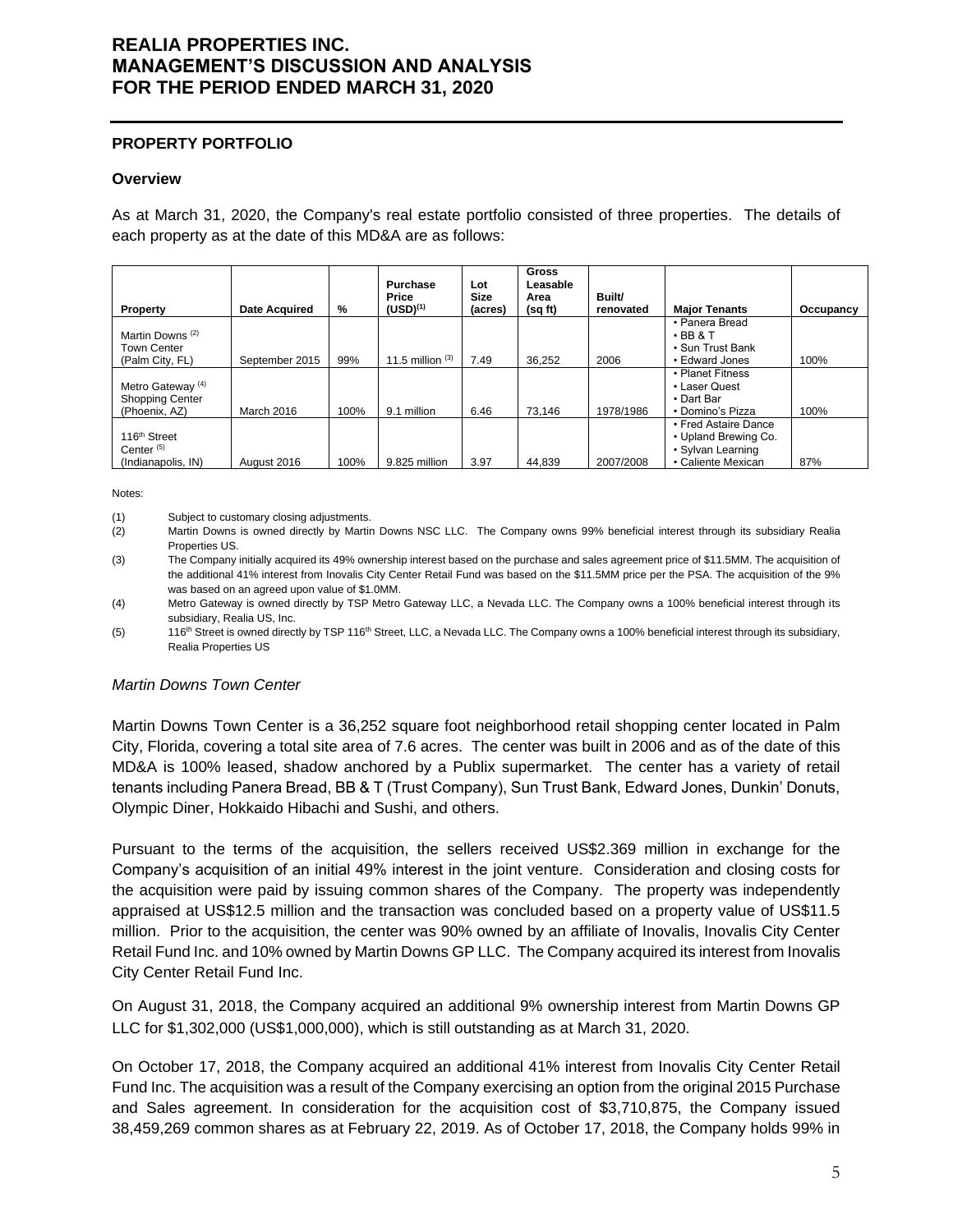## PROPERTY PORTFOLIO

### Overview

As at March 31, 2020, the Company's real estate portfolio consisted of three properties. The details of each property as at the date of this MD&A are as follows:

| Property | Date Acquired | % | Purchase Price (USD)(1) | Lot Size (acres) | Gross Leasable Area (sq ft) | Built/ renovated | Major Tenants | Occupancy |
|---|---|---|---|---|---|---|---|---|
| Martin Downs (2) Town Center (Palm City, FL) | September 2015 | 99% | 11.5 million (3) | 7.49 | 36,252 | 2006 | • Panera Bread • BB & T • Sun Trust Bank • Edward Jones | 100% |
| Metro Gateway (4) Shopping Center (Phoenix, AZ) | March 2016 | 100% | 9.1 million | 6.46 | 73,146 | 1978/1986 | • Planet Fitness • Laser Quest • Dart Bar • Domino's Pizza | 100% |
| 116th Street Center (5) (Indianapolis, IN) | August 2016 | 100% | 9.825 million | 3.97 | 44,839 | 2007/2008 | • Fred Astaire Dance • Upland Brewing Co. • Sylvan Learning • Caliente Mexican | 87% |

Notes:

(1) Subject to customary closing adjustments.

(2) Martin Downs is owned directly by Martin Downs NSC LLC. The Company owns 99% beneficial interest through its subsidiary Realia Properties US.

(3) The Company initially acquired its 49% ownership interest based on the purchase and sales agreement price of $11.5MM. The acquisition of the additional 41% interest from Inovalis City Center Retail Fund was based on the $11.5MM price per the PSA. The acquisition of the 9% was based on an agreed upon value of $1.0MM.

(4) Metro Gateway is owned directly by TSP Metro Gateway LLC, a Nevada LLC. The Company owns a 100% beneficial interest through its subsidiary, Realia US, Inc.

(5) 116th Street is owned directly by TSP 116th Street, LLC, a Nevada LLC. The Company owns a 100% beneficial interest through its subsidiary, Realia Properties US

*Martin Downs Town Center*

Martin Downs Town Center is a 36,252 square foot neighborhood retail shopping center located in Palm City, Florida, covering a total site area of 7.6 acres. The center was built in 2006 and as of the date of this MD&A is 100% leased, shadow anchored by a Publix supermarket. The center has a variety of retail tenants including Panera Bread, BB & T (Trust Company), Sun Trust Bank, Edward Jones, Dunkin' Donuts, Olympic Diner, Hokkaido Hibachi and Sushi, and others.

Pursuant to the terms of the acquisition, the sellers received US$2.369 million in exchange for the Company's acquisition of an initial 49% interest in the joint venture. Consideration and closing costs for the acquisition were paid by issuing common shares of the Company. The property was independently appraised at US$12.5 million and the transaction was concluded based on a property value of US$11.5 million. Prior to the acquisition, the center was 90% owned by an affiliate of Inovalis, Inovalis City Center Retail Fund Inc. and 10% owned by Martin Downs GP LLC. The Company acquired its interest from Inovalis City Center Retail Fund Inc.

On August 31, 2018, the Company acquired an additional 9% ownership interest from Martin Downs GP LLC for $1,302,000 (US$1,000,000), which is still outstanding as at March 31, 2020.

On October 17, 2018, the Company acquired an additional 41% interest from Inovalis City Center Retail Fund Inc. The acquisition was a result of the Company exercising an option from the original 2015 Purchase and Sales agreement. In consideration for the acquisition cost of $3,710,875, the Company issued 38,459,269 common shares as at February 22, 2019. As of October 17, 2018, the Company holds 99% in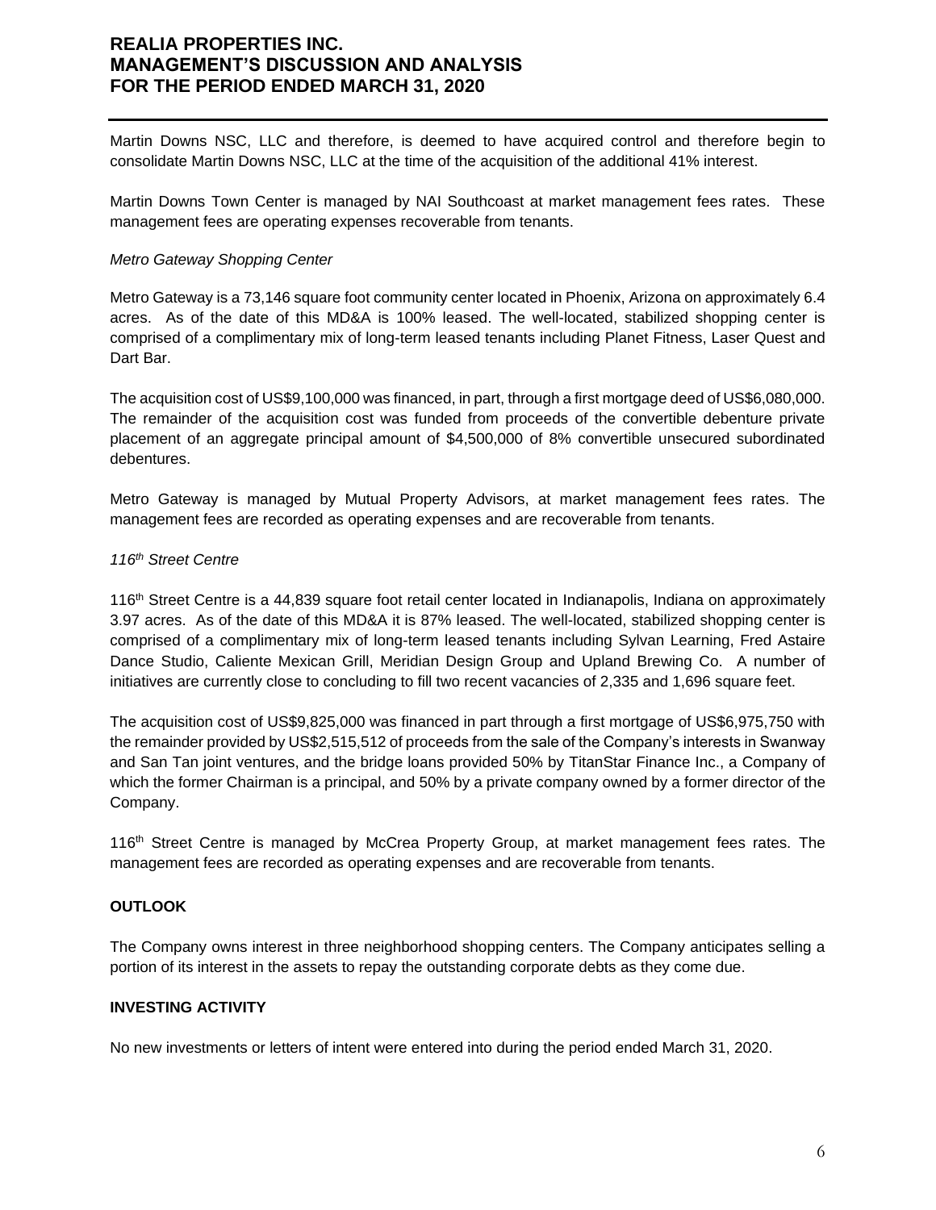Martin Downs NSC, LLC and therefore, is deemed to have acquired control and therefore begin to consolidate Martin Downs NSC, LLC at the time of the acquisition of the additional 41% interest.

Martin Downs Town Center is managed by NAI Southcoast at market management fees rates. These management fees are operating expenses recoverable from tenants.

*Metro Gateway Shopping Center*

Metro Gateway is a 73,146 square foot community center located in Phoenix, Arizona on approximately 6.4 acres. As of the date of this MD&A is 100% leased. The well-located, stabilized shopping center is comprised of a complimentary mix of long-term leased tenants including Planet Fitness, Laser Quest and Dart Bar.

The acquisition cost of US$9,100,000 was financed, in part, through a first mortgage deed of US$6,080,000. The remainder of the acquisition cost was funded from proceeds of the convertible debenture private placement of an aggregate principal amount of $4,500,000 of 8% convertible unsecured subordinated debentures.

Metro Gateway is managed by Mutual Property Advisors, at market management fees rates. The management fees are recorded as operating expenses and are recoverable from tenants.

*116th Street Centre*

116th Street Centre is a 44,839 square foot retail center located in Indianapolis, Indiana on approximately 3.97 acres. As of the date of this MD&A it is 87% leased. The well-located, stabilized shopping center is comprised of a complimentary mix of long-term leased tenants including Sylvan Learning, Fred Astaire Dance Studio, Caliente Mexican Grill, Meridian Design Group and Upland Brewing Co. A number of initiatives are currently close to concluding to fill two recent vacancies of 2,335 and 1,696 square feet.

The acquisition cost of US$9,825,000 was financed in part through a first mortgage of US$6,975,750 with the remainder provided by US$2,515,512 of proceeds from the sale of the Company's interests in Swanway and San Tan joint ventures, and the bridge loans provided 50% by TitanStar Finance Inc., a Company of which the former Chairman is a principal, and 50% by a private company owned by a former director of the Company.

116th Street Centre is managed by McCrea Property Group, at market management fees rates. The management fees are recorded as operating expenses and are recoverable from tenants.

## OUTLOOK

The Company owns interest in three neighborhood shopping centers. The Company anticipates selling a portion of its interest in the assets to repay the outstanding corporate debts as they come due.

## INVESTING ACTIVITY

No new investments or letters of intent were entered into during the period ended March 31, 2020.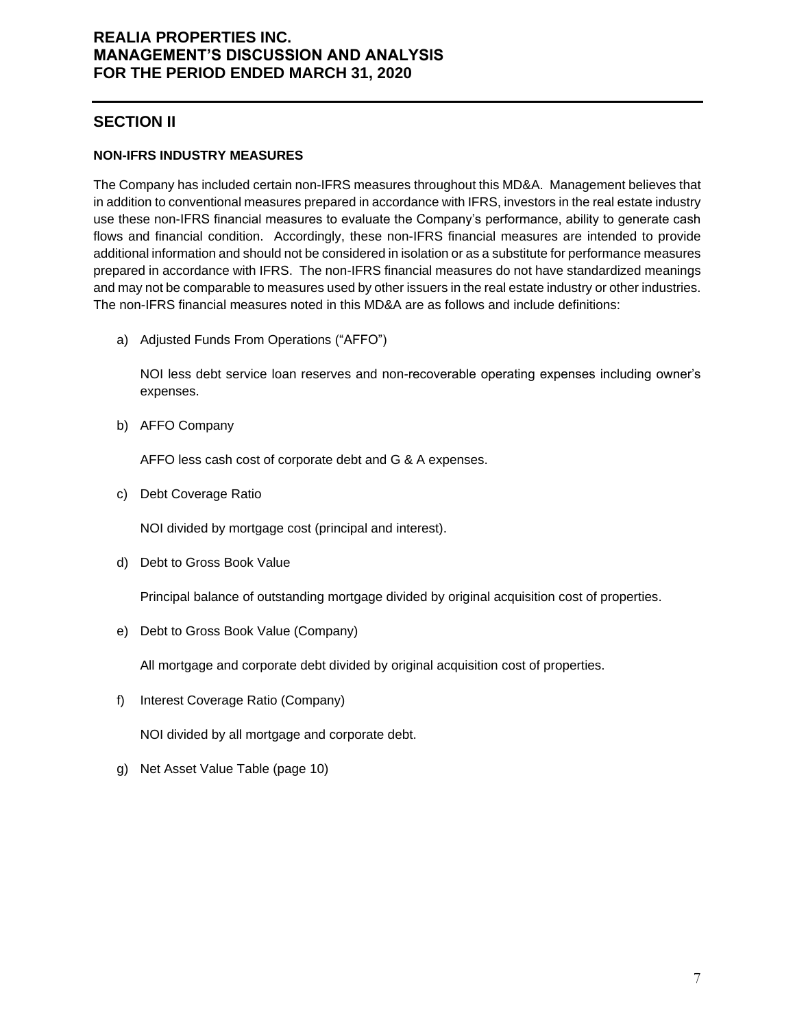## SECTION II

### NON-IFRS INDUSTRY MEASURES

The Company has included certain non-IFRS measures throughout this MD&A. Management believes that in addition to conventional measures prepared in accordance with IFRS, investors in the real estate industry use these non-IFRS financial measures to evaluate the Company's performance, ability to generate cash flows and financial condition. Accordingly, these non-IFRS financial measures are intended to provide additional information and should not be considered in isolation or as a substitute for performance measures prepared in accordance with IFRS. The non-IFRS financial measures do not have standardized meanings and may not be comparable to measures used by other issuers in the real estate industry or other industries. The non-IFRS financial measures noted in this MD&A are as follows and include definitions:

a) Adjusted Funds From Operations ("AFFO")

   NOI less debt service loan reserves and non-recoverable operating expenses including owner's expenses.

b) AFFO Company

   AFFO less cash cost of corporate debt and G & A expenses.

c) Debt Coverage Ratio

   NOI divided by mortgage cost (principal and interest).

d) Debt to Gross Book Value

   Principal balance of outstanding mortgage divided by original acquisition cost of properties.

e) Debt to Gross Book Value (Company)

   All mortgage and corporate debt divided by original acquisition cost of properties.

f) Interest Coverage Ratio (Company)

   NOI divided by all mortgage and corporate debt.

g) Net Asset Value Table (page 10)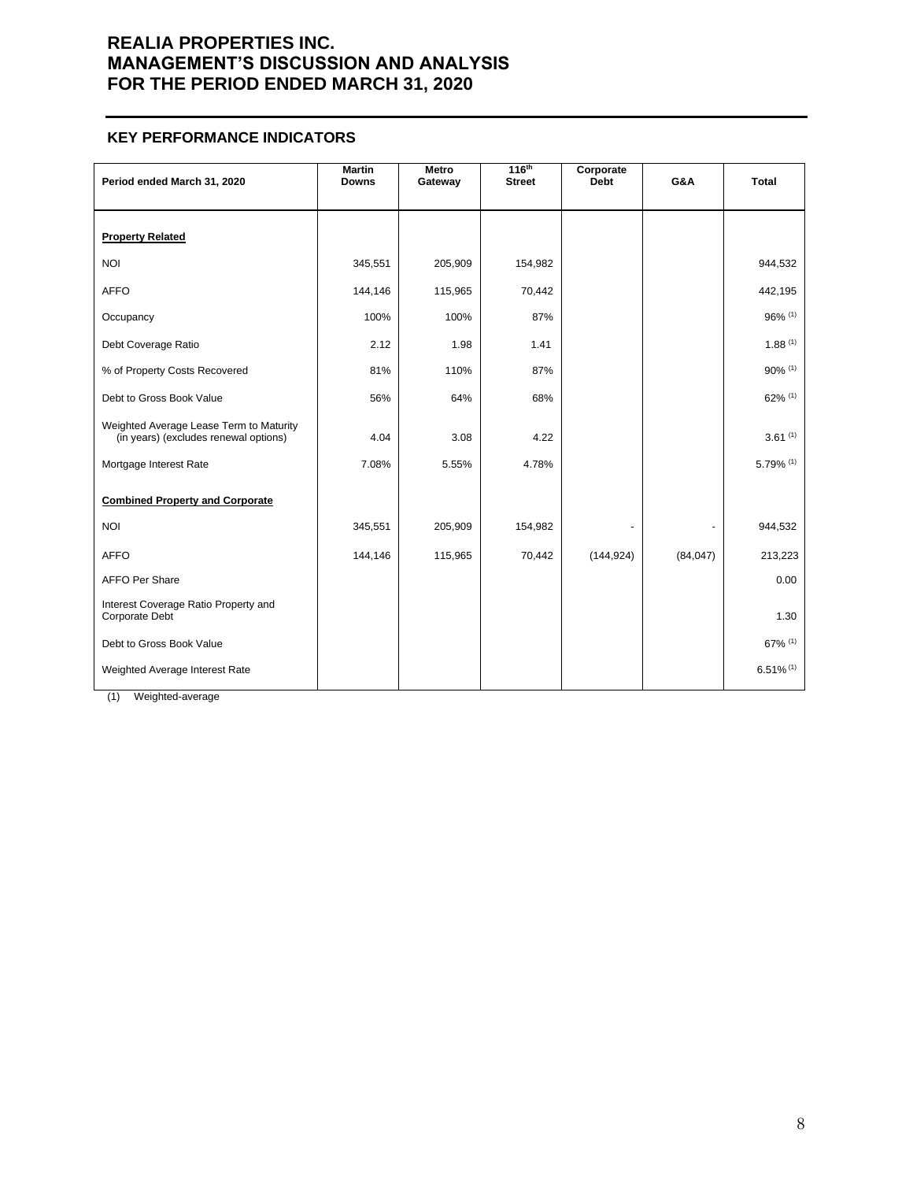## KEY PERFORMANCE INDICATORS

| Period ended March 31, 2020 | Martin Downs | Metro Gateway | 116th Street | Corporate Debt | G&A | Total |
|---|---|---|---|---|---|---|
| **Property Related** | | | | | | |
| NOI | 345,551 | 205,909 | 154,982 | | | 944,532 |
| AFFO | 144,146 | 115,965 | 70,442 | | | 442,195 |
| Occupancy | 100% | 100% | 87% | | | 96% (1) |
| Debt Coverage Ratio | 2.12 | 1.98 | 1.41 | | | 1.88 (1) |
| % of Property Costs Recovered | 81% | 110% | 87% | | | 90% (1) |
| Debt to Gross Book Value | 56% | 64% | 68% | | | 62% (1) |
| Weighted Average Lease Term to Maturity (in years) (excludes renewal options) | 4.04 | 3.08 | 4.22 | | | 3.61 (1) |
| Mortgage Interest Rate | 7.08% | 5.55% | 4.78% | | | 5.79% (1) |
| **Combined Property and Corporate** | | | | | | |
| NOI | 345,551 | 205,909 | 154,982 | - | - | 944,532 |
| AFFO | 144,146 | 115,965 | 70,442 | (144,924) | (84,047) | 213,223 |
| AFFO Per Share | | | | | | 0.00 |
| Interest Coverage Ratio Property and Corporate Debt | | | | | | 1.30 |
| Debt to Gross Book Value | | | | | | 67% (1) |
| Weighted Average Interest Rate | | | | | | 6.51% (1) |

(1) Weighted-average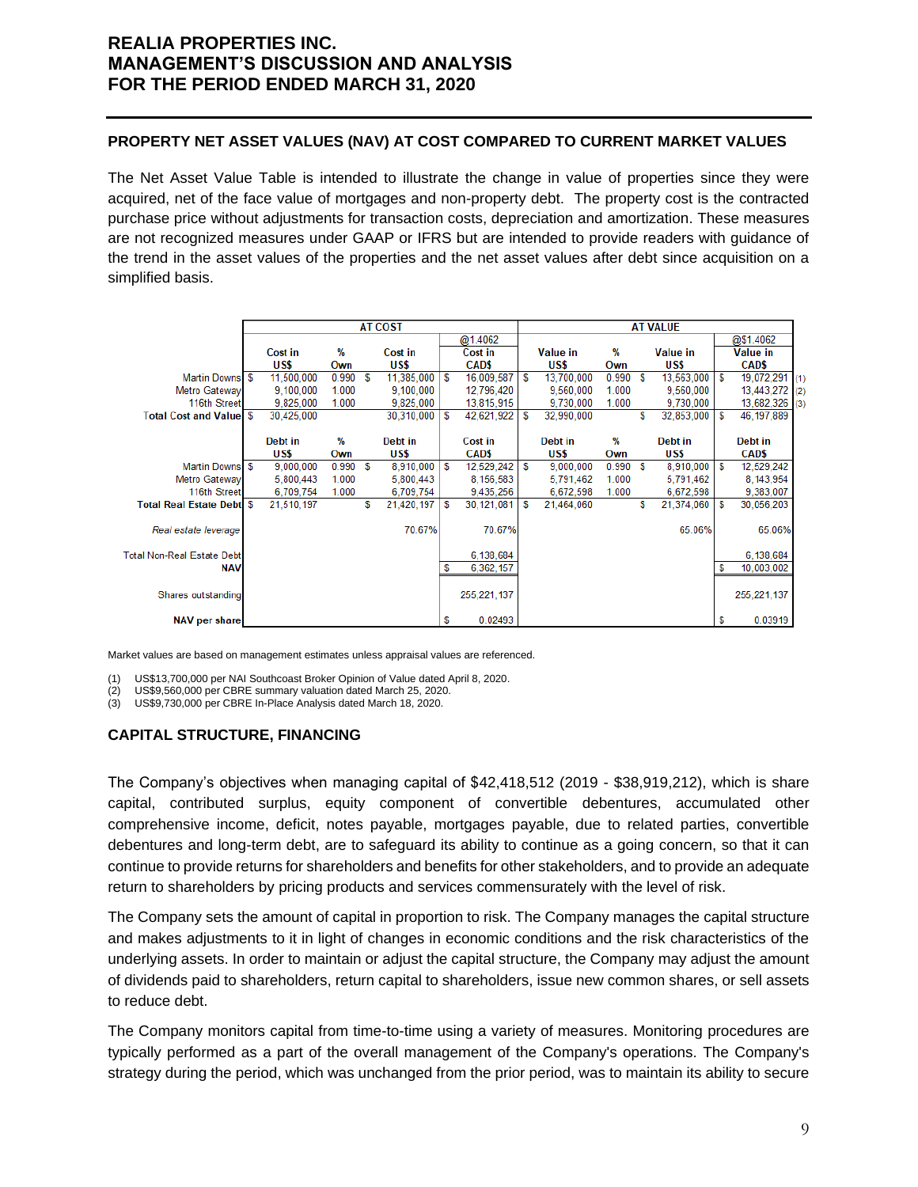## PROPERTY NET ASSET VALUES (NAV) AT COST COMPARED TO CURRENT MARKET VALUES

The Net Asset Value Table is intended to illustrate the change in value of properties since they were acquired, net of the face value of mortgages and non-property debt. The property cost is the contracted purchase price without adjustments for transaction costs, depreciation and amortization. These measures are not recognized measures under GAAP or IFRS but are intended to provide readers with guidance of the trend in the asset values of the properties and the net asset values after debt since acquisition on a simplified basis.

| | AT COST | | | | AT VALUE | | | | |
|---|---|---|---|---|---|---|---|---|---|
| | | | | @1.4062 | | | | @$1.4062 | |
| | Cost in US$ | % Own | Cost in US$ | Cost in CAD$ | Value in US$ | % Own | Value in US$ | Value in CAD$ | |
| Martin Downs | $ 11,500,000 | 0.990 | $ 11,385,000 | $ 16,009,587 | $ 13,700,000 | 0.990 | $ 13,563,000 | $ 19,072,291 | (1) |
| Metro Gateway | 9,100,000 | 1.000 | 9,100,000 | 12,796,420 | 9,560,000 | 1.000 | 9,560,000 | 13,443,272 | (2) |
| 116th Street | 9,825,000 | 1.000 | 9,825,000 | 13,815,915 | 9,730,000 | 1.000 | 9,730,000 | 13,682,326 | (3) |
| **Total Cost and Value** | $ 30,425,000 | | 30,310,000 | $ 42,621,922 | $ 32,990,000 | | $ 32,853,000 | $ 46,197,889 | |
| | Debt in US$ | % Own | Debt in US$ | Cost in CAD$ | Debt in US$ | % Own | Debt in US$ | Debt in CAD$ | |
| Martin Downs | $ 9,000,000 | 0.990 | $ 8,910,000 | $ 12,529,242 | $ 9,000,000 | 0.990 | $ 8,910,000 | $ 12,529,242 | |
| Metro Gateway | 5,800,443 | 1.000 | 5,800,443 | 8,156,583 | 5,791,462 | 1.000 | 5,791,462 | 8,143,954 | |
| 116th Street | 6,709,754 | 1.000 | 6,709,754 | 9,435,256 | 6,672,598 | 1.000 | 6,672,598 | 9,383,007 | |
| **Total Real Estate Debt** | $ 21,510,197 | | $ 21,420,197 | $ 30,121,081 | $ 21,464,060 | | $ 21,374,060 | $ 30,056,203 | |
| *Real estate leverage* | | | 70.67% | 70.67% | | | 65.06% | 65.06% | |
| Total Non-Real Estate Debt | | | | 6,138,684 | | | | 6,138,684 | |
| **NAV** | | | | $ 6,362,157 | | | | $ 10,003,002 | |
| Shares outstanding | | | | 255,221,137 | | | | 255,221,137 | |
| **NAV per share** | | | | $ 0.02493 | | | | $ 0.03919 | |

Market values are based on management estimates unless appraisal values are referenced.

(1) US$13,700,000 per NAI Southcoast Broker Opinion of Value dated April 8, 2020.
(2) US$9,560,000 per CBRE summary valuation dated March 25, 2020.
(3) US$9,730,000 per CBRE In-Place Analysis dated March 18, 2020.

## CAPITAL STRUCTURE, FINANCING

The Company's objectives when managing capital of $42,418,512 (2019 - $38,919,212), which is share capital, contributed surplus, equity component of convertible debentures, accumulated other comprehensive income, deficit, notes payable, mortgages payable, due to related parties, convertible debentures and long-term debt, are to safeguard its ability to continue as a going concern, so that it can continue to provide returns for shareholders and benefits for other stakeholders, and to provide an adequate return to shareholders by pricing products and services commensurately with the level of risk.

The Company sets the amount of capital in proportion to risk. The Company manages the capital structure and makes adjustments to it in light of changes in economic conditions and the risk characteristics of the underlying assets. In order to maintain or adjust the capital structure, the Company may adjust the amount of dividends paid to shareholders, return capital to shareholders, issue new common shares, or sell assets to reduce debt.

The Company monitors capital from time-to-time using a variety of measures. Monitoring procedures are typically performed as a part of the overall management of the Company's operations. The Company's strategy during the period, which was unchanged from the prior period, was to maintain its ability to secure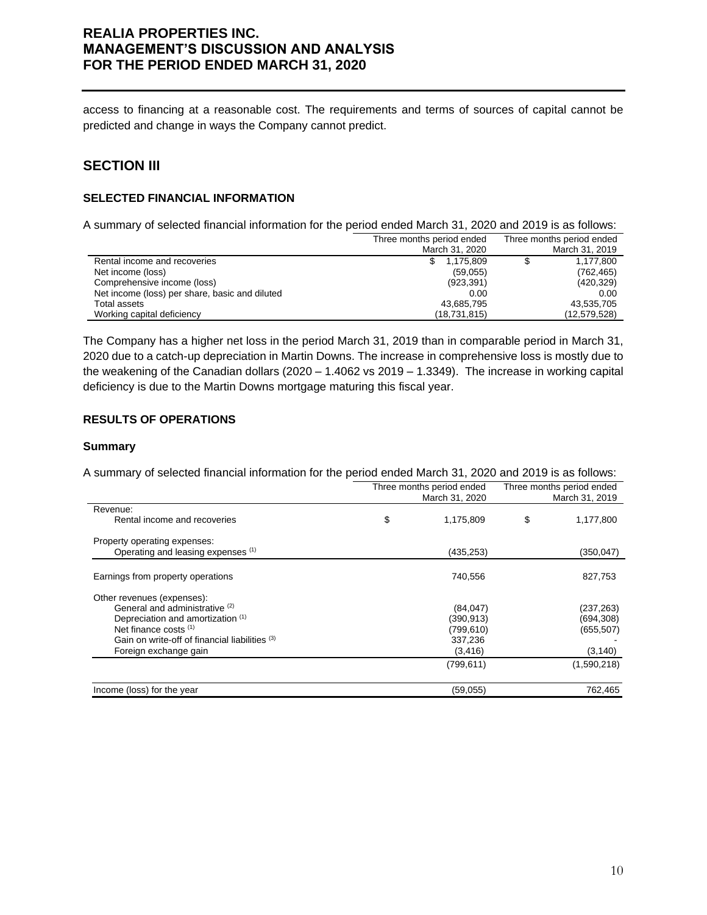access to financing at a reasonable cost. The requirements and terms of sources of capital cannot be predicted and change in ways the Company cannot predict.

## SECTION III

### SELECTED FINANCIAL INFORMATION

A summary of selected financial information for the period ended March 31, 2020 and 2019 is as follows:

| | Three months period ended March 31, 2020 | Three months period ended March 31, 2019 |
|---|---|---|
| Rental income and recoveries | $ 1,175,809 | $ 1,177,800 |
| Net income (loss) | (59,055) | (762,465) |
| Comprehensive income (loss) | (923,391) | (420,329) |
| Net income (loss) per share, basic and diluted | 0.00 | 0.00 |
| Total assets | 43,685,795 | 43,535,705 |
| Working capital deficiency | (18,731,815) | (12,579,528) |

The Company has a higher net loss in the period March 31, 2019 than in comparable period in March 31, 2020 due to a catch-up depreciation in Martin Downs. The increase in comprehensive loss is mostly due to the weakening of the Canadian dollars (2020 – 1.4062 vs 2019 – 1.3349). The increase in working capital deficiency is due to the Martin Downs mortgage maturing this fiscal year.

### RESULTS OF OPERATIONS

#### Summary

A summary of selected financial information for the period ended March 31, 2020 and 2019 is as follows:

| | Three months period ended March 31, 2020 | Three months period ended March 31, 2019 |
|---|---|---|
| Revenue: | | |
| Rental income and recoveries | $ 1,175,809 | $ 1,177,800 |
| Property operating expenses: | | |
| Operating and leasing expenses [(1)] | (435,253) | (350,047) |
| Earnings from property operations | 740,556 | 827,753 |
| Other revenues (expenses): | | |
| General and administrative [(2)] | (84,047) | (237,263) |
| Depreciation and amortization [(1)] | (390,913) | (694,308) |
| Net finance costs [(1)] | (799,610) | (655,507) |
| Gain on write-off of financial liabilities [(3)] | 337,236 | - |
| Foreign exchange gain | (3,416) | (3,140) |
| | (799,611) | (1,590,218) |
| Income (loss) for the year | (59,055) | 762,465 |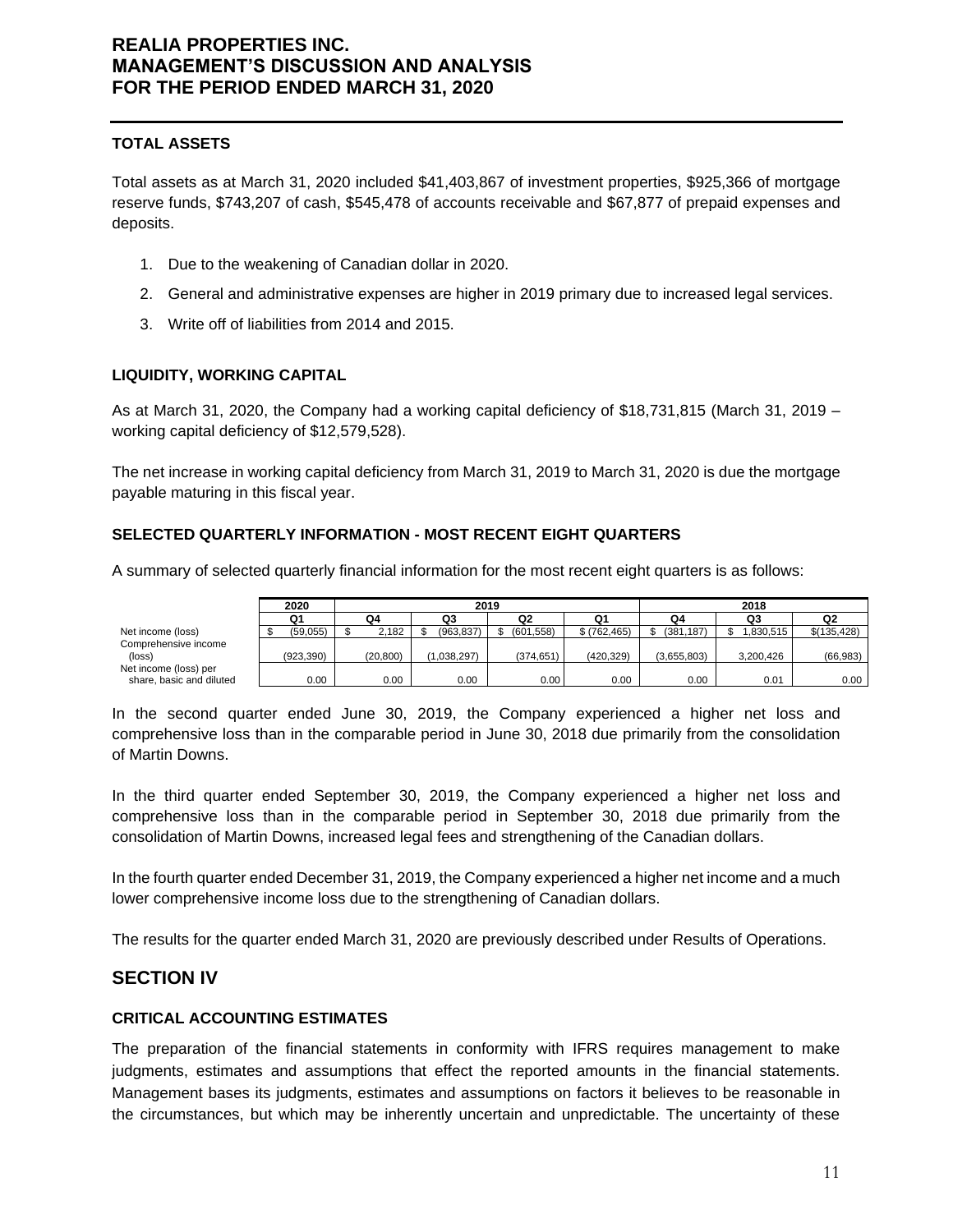## TOTAL ASSETS

Total assets as at March 31, 2020 included $41,403,867 of investment properties, $925,366 of mortgage reserve funds, $743,207 of cash, $545,478 of accounts receivable and $67,877 of prepaid expenses and deposits.

1. Due to the weakening of Canadian dollar in 2020.
2. General and administrative expenses are higher in 2019 primary due to increased legal services.
3. Write off of liabilities from 2014 and 2015.

## LIQUIDITY, WORKING CAPITAL

As at March 31, 2020, the Company had a working capital deficiency of $18,731,815 (March 31, 2019 – working capital deficiency of $12,579,528).

The net increase in working capital deficiency from March 31, 2019 to March 31, 2020 is due the mortgage payable maturing in this fiscal year.

## SELECTED QUARTERLY INFORMATION - MOST RECENT EIGHT QUARTERS

A summary of selected quarterly financial information for the most recent eight quarters is as follows:

| | 2020 | 2019 | | | | 2018 | | |
|---|---|---|---|---|---|---|---|---|
| | Q1 | Q4 | Q3 | Q2 | Q1 | Q4 | Q3 | Q2 |
| Net income (loss) | $ (59,055) | $ 2,182 | $ (963,837) | $ (601,558) | $ (762,465) | $ (381,187) | $ 1,830,515 | $(135,428) |
| Comprehensive income (loss) | (923,390) | (20,800) | (1,038,297) | (374,651) | (420,329) | (3,655,803) | 3,200,426 | (66,983) |
| Net income (loss) per share, basic and diluted | 0.00 | 0.00 | 0.00 | 0.00 | 0.00 | 0.00 | 0.01 | 0.00 |

In the second quarter ended June 30, 2019, the Company experienced a higher net loss and comprehensive loss than in the comparable period in June 30, 2018 due primarily from the consolidation of Martin Downs.

In the third quarter ended September 30, 2019, the Company experienced a higher net loss and comprehensive loss than in the comparable period in September 30, 2018 due primarily from the consolidation of Martin Downs, increased legal fees and strengthening of the Canadian dollars.

In the fourth quarter ended December 31, 2019, the Company experienced a higher net income and a much lower comprehensive income loss due to the strengthening of Canadian dollars.

The results for the quarter ended March 31, 2020 are previously described under Results of Operations.

# SECTION IV

## CRITICAL ACCOUNTING ESTIMATES

The preparation of the financial statements in conformity with IFRS requires management to make judgments, estimates and assumptions that effect the reported amounts in the financial statements. Management bases its judgments, estimates and assumptions on factors it believes to be reasonable in the circumstances, but which may be inherently uncertain and unpredictable. The uncertainty of these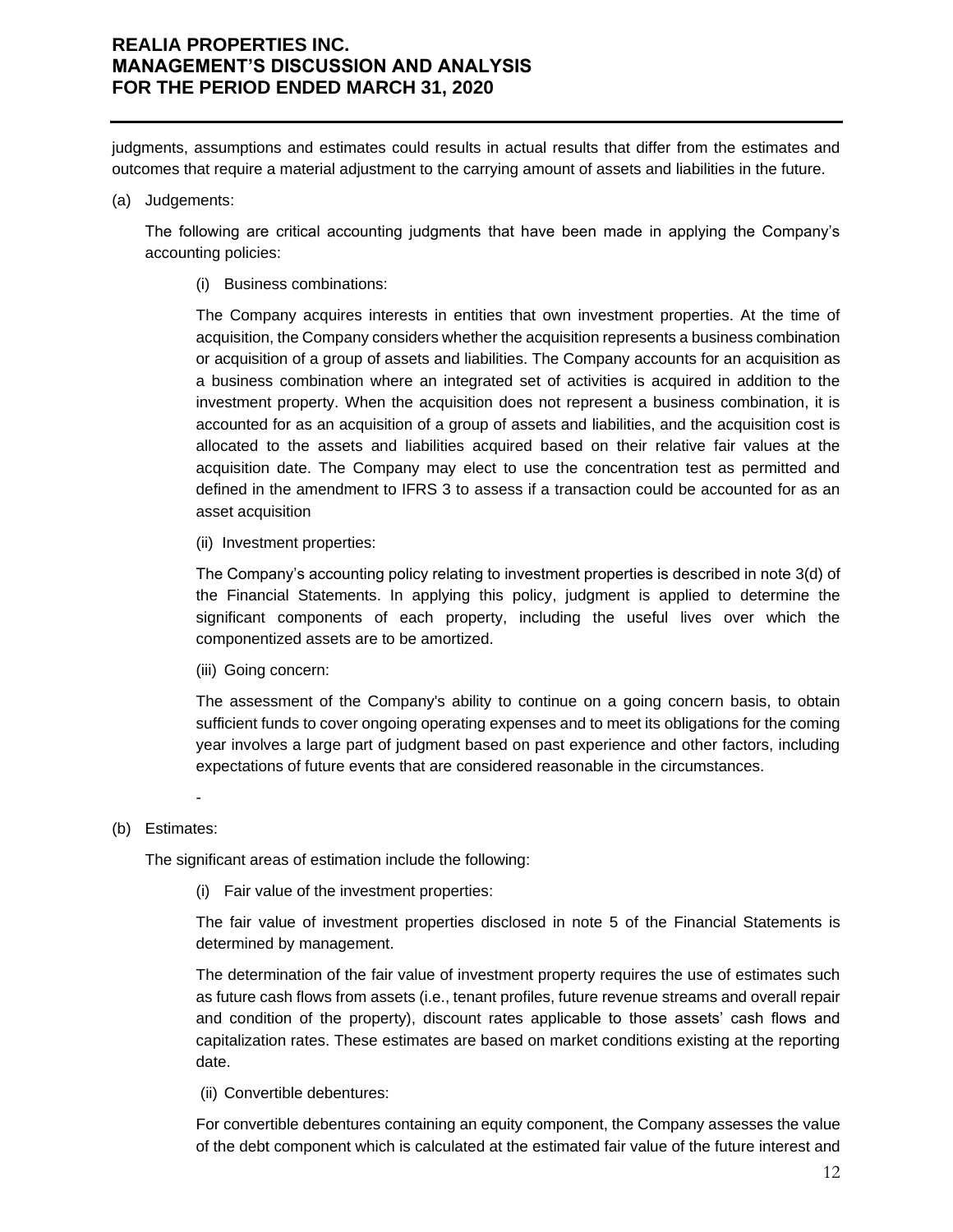judgments, assumptions and estimates could results in actual results that differ from the estimates and outcomes that require a material adjustment to the carrying amount of assets and liabilities in the future.

(a) Judgements:

The following are critical accounting judgments that have been made in applying the Company's accounting policies:

(i) Business combinations:

The Company acquires interests in entities that own investment properties. At the time of acquisition, the Company considers whether the acquisition represents a business combination or acquisition of a group of assets and liabilities. The Company accounts for an acquisition as a business combination where an integrated set of activities is acquired in addition to the investment property. When the acquisition does not represent a business combination, it is accounted for as an acquisition of a group of assets and liabilities, and the acquisition cost is allocated to the assets and liabilities acquired based on their relative fair values at the acquisition date. The Company may elect to use the concentration test as permitted and defined in the amendment to IFRS 3 to assess if a transaction could be accounted for as an asset acquisition

(ii) Investment properties:

The Company's accounting policy relating to investment properties is described in note 3(d) of the Financial Statements. In applying this policy, judgment is applied to determine the significant components of each property, including the useful lives over which the componentized assets are to be amortized.

(iii) Going concern:

The assessment of the Company's ability to continue on a going concern basis, to obtain sufficient funds to cover ongoing operating expenses and to meet its obligations for the coming year involves a large part of judgment based on past experience and other factors, including expectations of future events that are considered reasonable in the circumstances.

-

(b) Estimates:

The significant areas of estimation include the following:

(i) Fair value of the investment properties:

The fair value of investment properties disclosed in note 5 of the Financial Statements is determined by management.

The determination of the fair value of investment property requires the use of estimates such as future cash flows from assets (i.e., tenant profiles, future revenue streams and overall repair and condition of the property), discount rates applicable to those assets' cash flows and capitalization rates. These estimates are based on market conditions existing at the reporting date.

(ii) Convertible debentures:

For convertible debentures containing an equity component, the Company assesses the value of the debt component which is calculated at the estimated fair value of the future interest and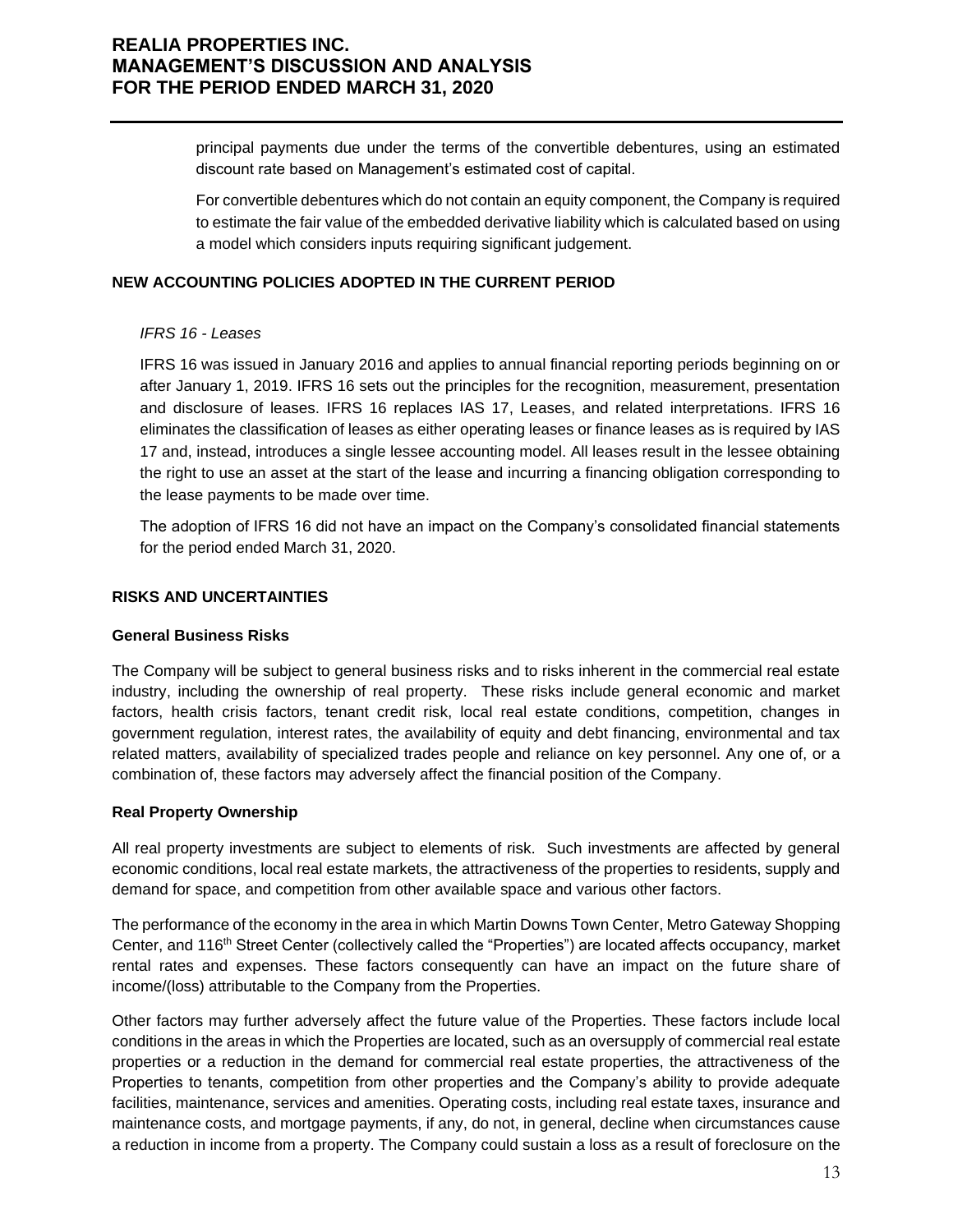principal payments due under the terms of the convertible debentures, using an estimated discount rate based on Management's estimated cost of capital.

For convertible debentures which do not contain an equity component, the Company is required to estimate the fair value of the embedded derivative liability which is calculated based on using a model which considers inputs requiring significant judgement.

## NEW ACCOUNTING POLICIES ADOPTED IN THE CURRENT PERIOD

*IFRS 16 - Leases*

IFRS 16 was issued in January 2016 and applies to annual financial reporting periods beginning on or after January 1, 2019. IFRS 16 sets out the principles for the recognition, measurement, presentation and disclosure of leases. IFRS 16 replaces IAS 17, Leases, and related interpretations. IFRS 16 eliminates the classification of leases as either operating leases or finance leases as is required by IAS 17 and, instead, introduces a single lessee accounting model. All leases result in the lessee obtaining the right to use an asset at the start of the lease and incurring a financing obligation corresponding to the lease payments to be made over time.

The adoption of IFRS 16 did not have an impact on the Company's consolidated financial statements for the period ended March 31, 2020.

## RISKS AND UNCERTAINTIES

### General Business Risks

The Company will be subject to general business risks and to risks inherent in the commercial real estate industry, including the ownership of real property. These risks include general economic and market factors, health crisis factors, tenant credit risk, local real estate conditions, competition, changes in government regulation, interest rates, the availability of equity and debt financing, environmental and tax related matters, availability of specialized trades people and reliance on key personnel. Any one of, or a combination of, these factors may adversely affect the financial position of the Company.

### Real Property Ownership

All real property investments are subject to elements of risk. Such investments are affected by general economic conditions, local real estate markets, the attractiveness of the properties to residents, supply and demand for space, and competition from other available space and various other factors.

The performance of the economy in the area in which Martin Downs Town Center, Metro Gateway Shopping Center, and 116th Street Center (collectively called the "Properties") are located affects occupancy, market rental rates and expenses. These factors consequently can have an impact on the future share of income/(loss) attributable to the Company from the Properties.

Other factors may further adversely affect the future value of the Properties. These factors include local conditions in the areas in which the Properties are located, such as an oversupply of commercial real estate properties or a reduction in the demand for commercial real estate properties, the attractiveness of the Properties to tenants, competition from other properties and the Company's ability to provide adequate facilities, maintenance, services and amenities. Operating costs, including real estate taxes, insurance and maintenance costs, and mortgage payments, if any, do not, in general, decline when circumstances cause a reduction in income from a property. The Company could sustain a loss as a result of foreclosure on the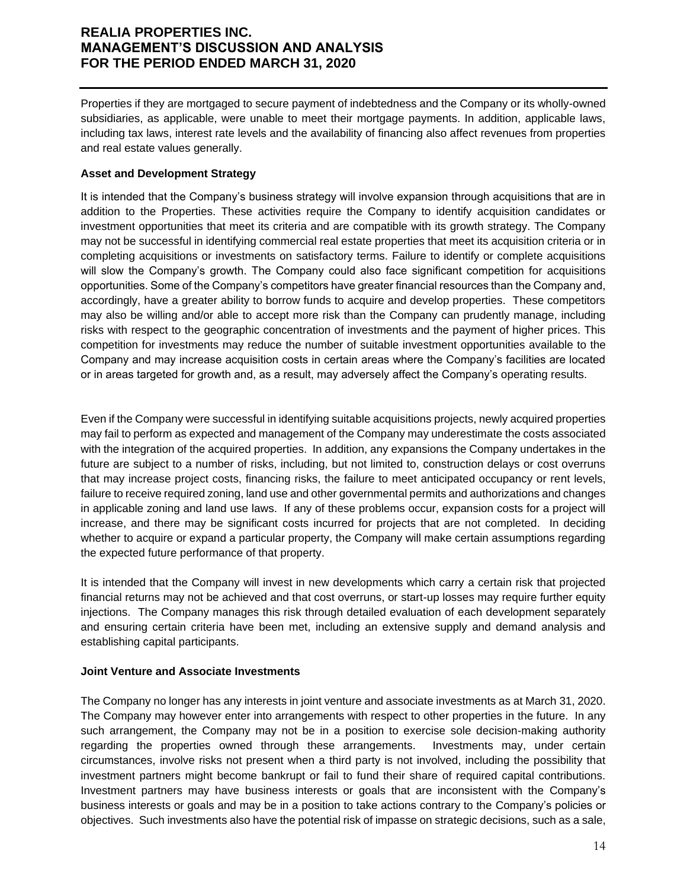Properties if they are mortgaged to secure payment of indebtedness and the Company or its wholly-owned subsidiaries, as applicable, were unable to meet their mortgage payments. In addition, applicable laws, including tax laws, interest rate levels and the availability of financing also affect revenues from properties and real estate values generally.

**Asset and Development Strategy**

It is intended that the Company's business strategy will involve expansion through acquisitions that are in addition to the Properties. These activities require the Company to identify acquisition candidates or investment opportunities that meet its criteria and are compatible with its growth strategy. The Company may not be successful in identifying commercial real estate properties that meet its acquisition criteria or in completing acquisitions or investments on satisfactory terms. Failure to identify or complete acquisitions will slow the Company's growth. The Company could also face significant competition for acquisitions opportunities. Some of the Company's competitors have greater financial resources than the Company and, accordingly, have a greater ability to borrow funds to acquire and develop properties. These competitors may also be willing and/or able to accept more risk than the Company can prudently manage, including risks with respect to the geographic concentration of investments and the payment of higher prices. This competition for investments may reduce the number of suitable investment opportunities available to the Company and may increase acquisition costs in certain areas where the Company's facilities are located or in areas targeted for growth and, as a result, may adversely affect the Company's operating results.

Even if the Company were successful in identifying suitable acquisitions projects, newly acquired properties may fail to perform as expected and management of the Company may underestimate the costs associated with the integration of the acquired properties. In addition, any expansions the Company undertakes in the future are subject to a number of risks, including, but not limited to, construction delays or cost overruns that may increase project costs, financing risks, the failure to meet anticipated occupancy or rent levels, failure to receive required zoning, land use and other governmental permits and authorizations and changes in applicable zoning and land use laws. If any of these problems occur, expansion costs for a project will increase, and there may be significant costs incurred for projects that are not completed. In deciding whether to acquire or expand a particular property, the Company will make certain assumptions regarding the expected future performance of that property.

It is intended that the Company will invest in new developments which carry a certain risk that projected financial returns may not be achieved and that cost overruns, or start-up losses may require further equity injections. The Company manages this risk through detailed evaluation of each development separately and ensuring certain criteria have been met, including an extensive supply and demand analysis and establishing capital participants.

**Joint Venture and Associate Investments**

The Company no longer has any interests in joint venture and associate investments as at March 31, 2020. The Company may however enter into arrangements with respect to other properties in the future. In any such arrangement, the Company may not be in a position to exercise sole decision-making authority regarding the properties owned through these arrangements. Investments may, under certain circumstances, involve risks not present when a third party is not involved, including the possibility that investment partners might become bankrupt or fail to fund their share of required capital contributions. Investment partners may have business interests or goals that are inconsistent with the Company's business interests or goals and may be in a position to take actions contrary to the Company's policies or objectives. Such investments also have the potential risk of impasse on strategic decisions, such as a sale,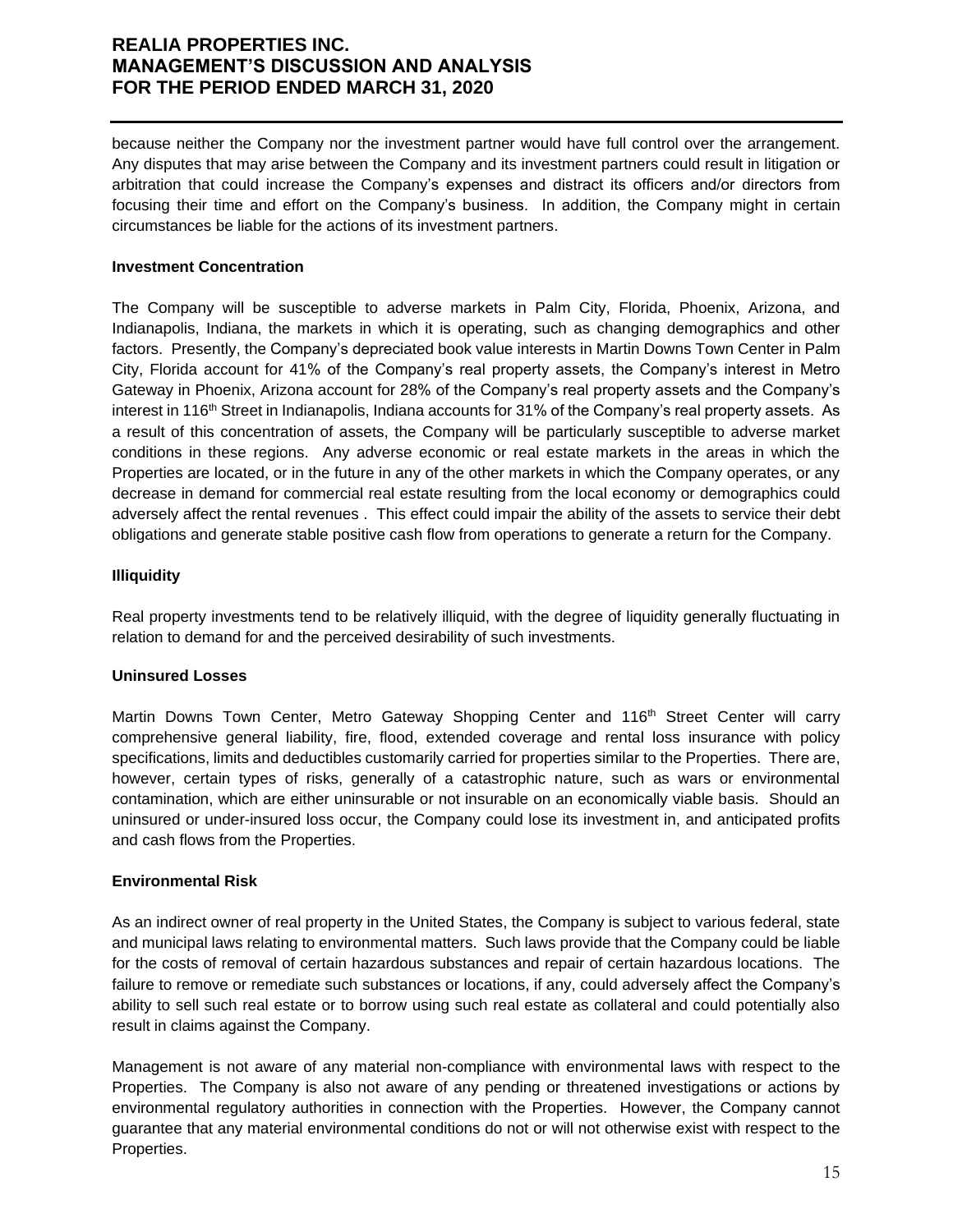because neither the Company nor the investment partner would have full control over the arrangement. Any disputes that may arise between the Company and its investment partners could result in litigation or arbitration that could increase the Company's expenses and distract its officers and/or directors from focusing their time and effort on the Company's business. In addition, the Company might in certain circumstances be liable for the actions of its investment partners.

**Investment Concentration**

The Company will be susceptible to adverse markets in Palm City, Florida, Phoenix, Arizona, and Indianapolis, Indiana, the markets in which it is operating, such as changing demographics and other factors. Presently, the Company's depreciated book value interests in Martin Downs Town Center in Palm City, Florida account for 41% of the Company's real property assets, the Company's interest in Metro Gateway in Phoenix, Arizona account for 28% of the Company's real property assets and the Company's interest in 116th Street in Indianapolis, Indiana accounts for 31% of the Company's real property assets. As a result of this concentration of assets, the Company will be particularly susceptible to adverse market conditions in these regions. Any adverse economic or real estate markets in the areas in which the Properties are located, or in the future in any of the other markets in which the Company operates, or any decrease in demand for commercial real estate resulting from the local economy or demographics could adversely affect the rental revenues . This effect could impair the ability of the assets to service their debt obligations and generate stable positive cash flow from operations to generate a return for the Company.

**Illiquidity**

Real property investments tend to be relatively illiquid, with the degree of liquidity generally fluctuating in relation to demand for and the perceived desirability of such investments.

**Uninsured Losses**

Martin Downs Town Center, Metro Gateway Shopping Center and 116th Street Center will carry comprehensive general liability, fire, flood, extended coverage and rental loss insurance with policy specifications, limits and deductibles customarily carried for properties similar to the Properties. There are, however, certain types of risks, generally of a catastrophic nature, such as wars or environmental contamination, which are either uninsurable or not insurable on an economically viable basis. Should an uninsured or under-insured loss occur, the Company could lose its investment in, and anticipated profits and cash flows from the Properties.

**Environmental Risk**

As an indirect owner of real property in the United States, the Company is subject to various federal, state and municipal laws relating to environmental matters. Such laws provide that the Company could be liable for the costs of removal of certain hazardous substances and repair of certain hazardous locations. The failure to remove or remediate such substances or locations, if any, could adversely affect the Company's ability to sell such real estate or to borrow using such real estate as collateral and could potentially also result in claims against the Company.

Management is not aware of any material non-compliance with environmental laws with respect to the Properties. The Company is also not aware of any pending or threatened investigations or actions by environmental regulatory authorities in connection with the Properties. However, the Company cannot guarantee that any material environmental conditions do not or will not otherwise exist with respect to the Properties.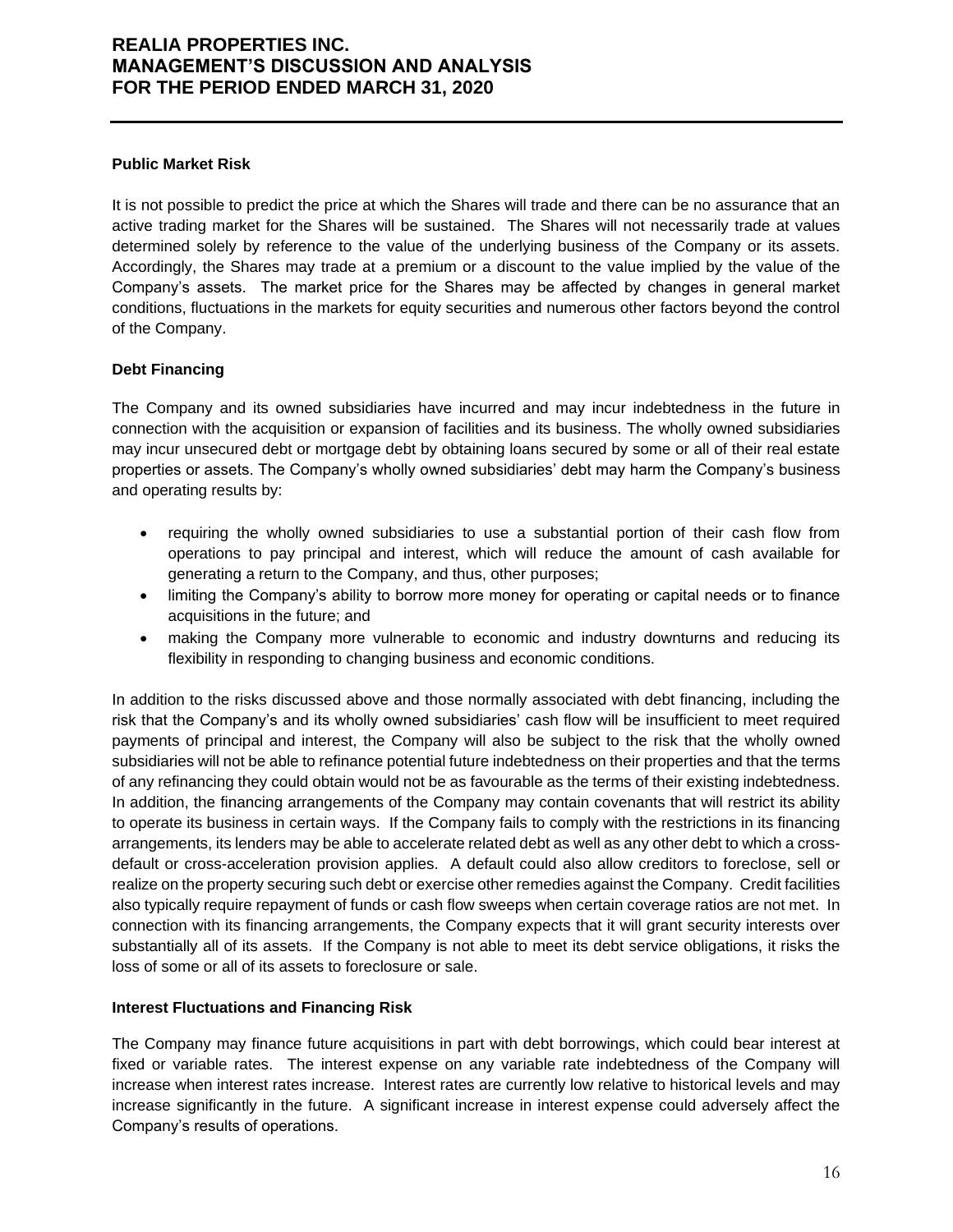### Public Market Risk

It is not possible to predict the price at which the Shares will trade and there can be no assurance that an active trading market for the Shares will be sustained. The Shares will not necessarily trade at values determined solely by reference to the value of the underlying business of the Company or its assets. Accordingly, the Shares may trade at a premium or a discount to the value implied by the value of the Company's assets. The market price for the Shares may be affected by changes in general market conditions, fluctuations in the markets for equity securities and numerous other factors beyond the control of the Company.

### Debt Financing

The Company and its owned subsidiaries have incurred and may incur indebtedness in the future in connection with the acquisition or expansion of facilities and its business. The wholly owned subsidiaries may incur unsecured debt or mortgage debt by obtaining loans secured by some or all of their real estate properties or assets. The Company's wholly owned subsidiaries' debt may harm the Company's business and operating results by:

- requiring the wholly owned subsidiaries to use a substantial portion of their cash flow from operations to pay principal and interest, which will reduce the amount of cash available for generating a return to the Company, and thus, other purposes;
- limiting the Company's ability to borrow more money for operating or capital needs or to finance acquisitions in the future; and
- making the Company more vulnerable to economic and industry downturns and reducing its flexibility in responding to changing business and economic conditions.

In addition to the risks discussed above and those normally associated with debt financing, including the risk that the Company's and its wholly owned subsidiaries' cash flow will be insufficient to meet required payments of principal and interest, the Company will also be subject to the risk that the wholly owned subsidiaries will not be able to refinance potential future indebtedness on their properties and that the terms of any refinancing they could obtain would not be as favourable as the terms of their existing indebtedness. In addition, the financing arrangements of the Company may contain covenants that will restrict its ability to operate its business in certain ways. If the Company fails to comply with the restrictions in its financing arrangements, its lenders may be able to accelerate related debt as well as any other debt to which a cross-default or cross-acceleration provision applies. A default could also allow creditors to foreclose, sell or realize on the property securing such debt or exercise other remedies against the Company. Credit facilities also typically require repayment of funds or cash flow sweeps when certain coverage ratios are not met. In connection with its financing arrangements, the Company expects that it will grant security interests over substantially all of its assets. If the Company is not able to meet its debt service obligations, it risks the loss of some or all of its assets to foreclosure or sale.

### Interest Fluctuations and Financing Risk

The Company may finance future acquisitions in part with debt borrowings, which could bear interest at fixed or variable rates. The interest expense on any variable rate indebtedness of the Company will increase when interest rates increase. Interest rates are currently low relative to historical levels and may increase significantly in the future. A significant increase in interest expense could adversely affect the Company's results of operations.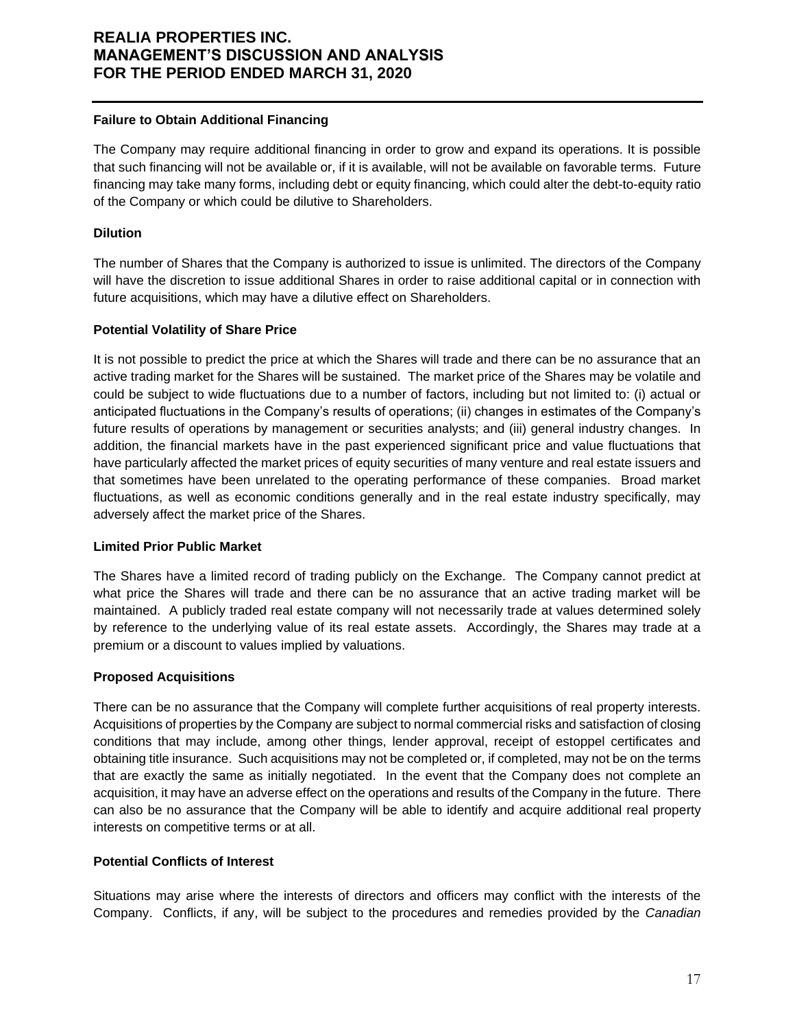### Failure to Obtain Additional Financing

The Company may require additional financing in order to grow and expand its operations. It is possible that such financing will not be available or, if it is available, will not be available on favorable terms. Future financing may take many forms, including debt or equity financing, which could alter the debt-to-equity ratio of the Company or which could be dilutive to Shareholders.

### Dilution

The number of Shares that the Company is authorized to issue is unlimited. The directors of the Company will have the discretion to issue additional Shares in order to raise additional capital or in connection with future acquisitions, which may have a dilutive effect on Shareholders.

### Potential Volatility of Share Price

It is not possible to predict the price at which the Shares will trade and there can be no assurance that an active trading market for the Shares will be sustained. The market price of the Shares may be volatile and could be subject to wide fluctuations due to a number of factors, including but not limited to: (i) actual or anticipated fluctuations in the Company's results of operations; (ii) changes in estimates of the Company's future results of operations by management or securities analysts; and (iii) general industry changes. In addition, the financial markets have in the past experienced significant price and value fluctuations that have particularly affected the market prices of equity securities of many venture and real estate issuers and that sometimes have been unrelated to the operating performance of these companies. Broad market fluctuations, as well as economic conditions generally and in the real estate industry specifically, may adversely affect the market price of the Shares.

### Limited Prior Public Market

The Shares have a limited record of trading publicly on the Exchange. The Company cannot predict at what price the Shares will trade and there can be no assurance that an active trading market will be maintained. A publicly traded real estate company will not necessarily trade at values determined solely by reference to the underlying value of its real estate assets. Accordingly, the Shares may trade at a premium or a discount to values implied by valuations.

### Proposed Acquisitions

There can be no assurance that the Company will complete further acquisitions of real property interests. Acquisitions of properties by the Company are subject to normal commercial risks and satisfaction of closing conditions that may include, among other things, lender approval, receipt of estoppel certificates and obtaining title insurance. Such acquisitions may not be completed or, if completed, may not be on the terms that are exactly the same as initially negotiated. In the event that the Company does not complete an acquisition, it may have an adverse effect on the operations and results of the Company in the future. There can also be no assurance that the Company will be able to identify and acquire additional real property interests on competitive terms or at all.

### Potential Conflicts of Interest

Situations may arise where the interests of directors and officers may conflict with the interests of the Company. Conflicts, if any, will be subject to the procedures and remedies provided by the *Canadian*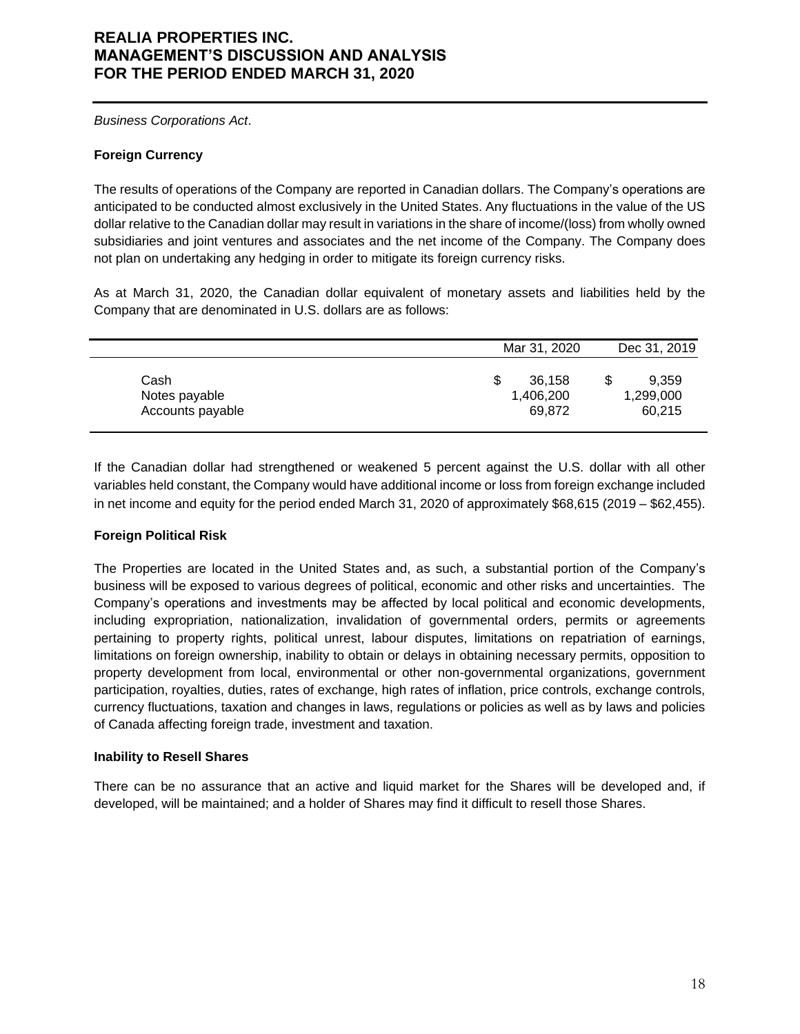*Business Corporations Act*.

**Foreign Currency**

The results of operations of the Company are reported in Canadian dollars. The Company's operations are anticipated to be conducted almost exclusively in the United States. Any fluctuations in the value of the US dollar relative to the Canadian dollar may result in variations in the share of income/(loss) from wholly owned subsidiaries and joint ventures and associates and the net income of the Company. The Company does not plan on undertaking any hedging in order to mitigate its foreign currency risks.

As at March 31, 2020, the Canadian dollar equivalent of monetary assets and liabilities held by the Company that are denominated in U.S. dollars are as follows:

| | Mar 31, 2020 | Dec 31, 2019 |
|---|---|---|
| Cash | $ 36,158 | $ 9,359 |
| Notes payable | 1,406,200 | 1,299,000 |
| Accounts payable | 69,872 | 60,215 |

If the Canadian dollar had strengthened or weakened 5 percent against the U.S. dollar with all other variables held constant, the Company would have additional income or loss from foreign exchange included in net income and equity for the period ended March 31, 2020 of approximately $68,615 (2019 – $62,455).

**Foreign Political Risk**

The Properties are located in the United States and, as such, a substantial portion of the Company's business will be exposed to various degrees of political, economic and other risks and uncertainties. The Company's operations and investments may be affected by local political and economic developments, including expropriation, nationalization, invalidation of governmental orders, permits or agreements pertaining to property rights, political unrest, labour disputes, limitations on repatriation of earnings, limitations on foreign ownership, inability to obtain or delays in obtaining necessary permits, opposition to property development from local, environmental or other non-governmental organizations, government participation, royalties, duties, rates of exchange, high rates of inflation, price controls, exchange controls, currency fluctuations, taxation and changes in laws, regulations or policies as well as by laws and policies of Canada affecting foreign trade, investment and taxation.

**Inability to Resell Shares**

There can be no assurance that an active and liquid market for the Shares will be developed and, if developed, will be maintained; and a holder of Shares may find it difficult to resell those Shares.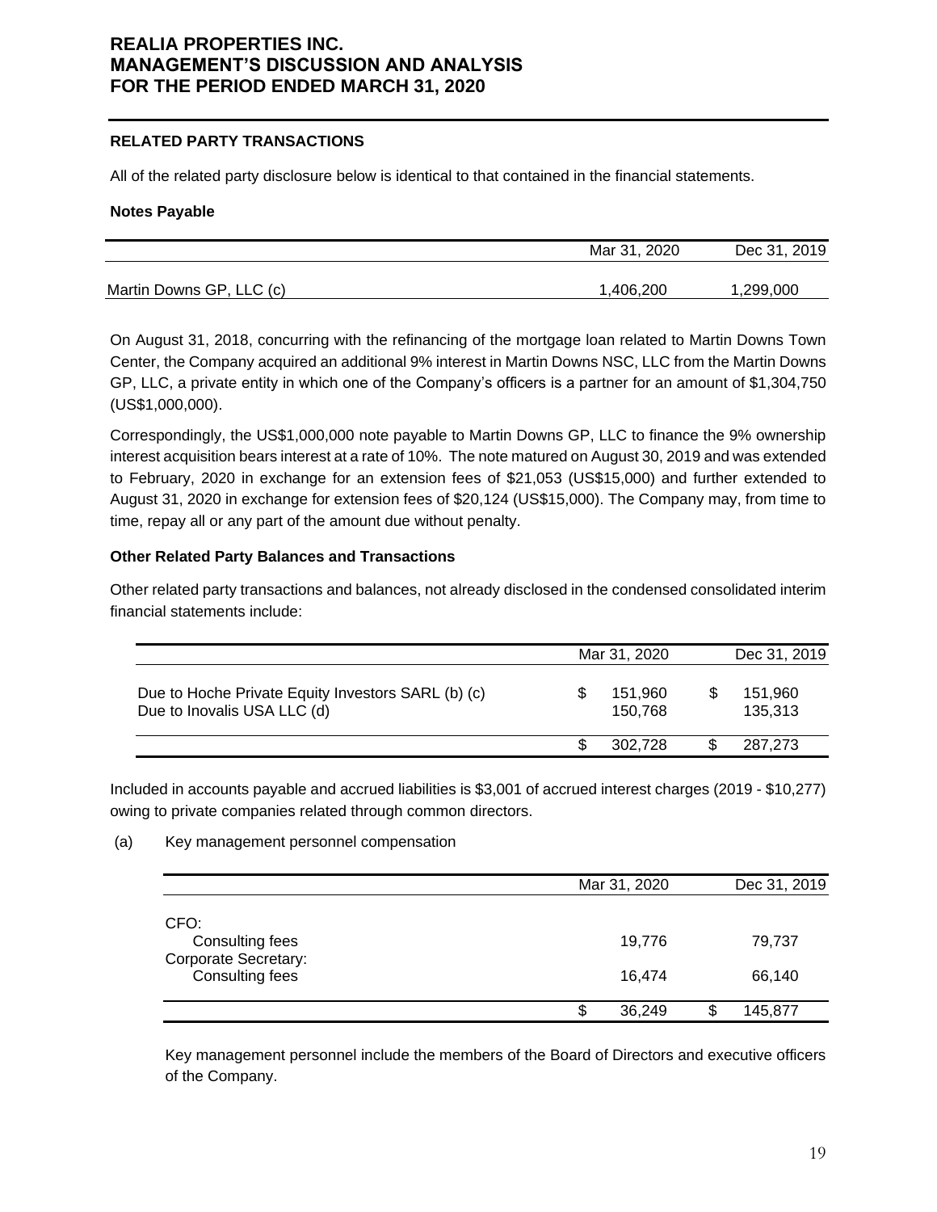## RELATED PARTY TRANSACTIONS

All of the related party disclosure below is identical to that contained in the financial statements.

### Notes Payable

| | Mar 31, 2020 | Dec 31, 2019 |
|---|---|---|
| Martin Downs GP, LLC (c) | 1,406,200 | 1,299,000 |

On August 31, 2018, concurring with the refinancing of the mortgage loan related to Martin Downs Town Center, the Company acquired an additional 9% interest in Martin Downs NSC, LLC from the Martin Downs GP, LLC, a private entity in which one of the Company's officers is a partner for an amount of $1,304,750 (US$1,000,000).

Correspondingly, the US$1,000,000 note payable to Martin Downs GP, LLC to finance the 9% ownership interest acquisition bears interest at a rate of 10%. The note matured on August 30, 2019 and was extended to February, 2020 in exchange for an extension fees of $21,053 (US$15,000) and further extended to August 31, 2020 in exchange for extension fees of $20,124 (US$15,000). The Company may, from time to time, repay all or any part of the amount due without penalty.

### Other Related Party Balances and Transactions

Other related party transactions and balances, not already disclosed in the condensed consolidated interim financial statements include:

| | Mar 31, 2020 | Dec 31, 2019 |
|---|---|---|
| Due to Hoche Private Equity Investors SARL (b) (c) | $ 151,960 | $ 151,960 |
| Due to Inovalis USA LLC (d) | 150,768 | 135,313 |
| | $ 302,728 | $ 287,273 |

Included in accounts payable and accrued liabilities is $3,001 of accrued interest charges (2019 - $10,277) owing to private companies related through common directors.

(a) Key management personnel compensation

| | Mar 31, 2020 | Dec 31, 2019 |
|---|---|---|
| CFO: | | |
| Consulting fees | 19,776 | 79,737 |
| Corporate Secretary: | | |
| Consulting fees | 16,474 | 66,140 |
| | $ 36,249 | $ 145,877 |

Key management personnel include the members of the Board of Directors and executive officers of the Company.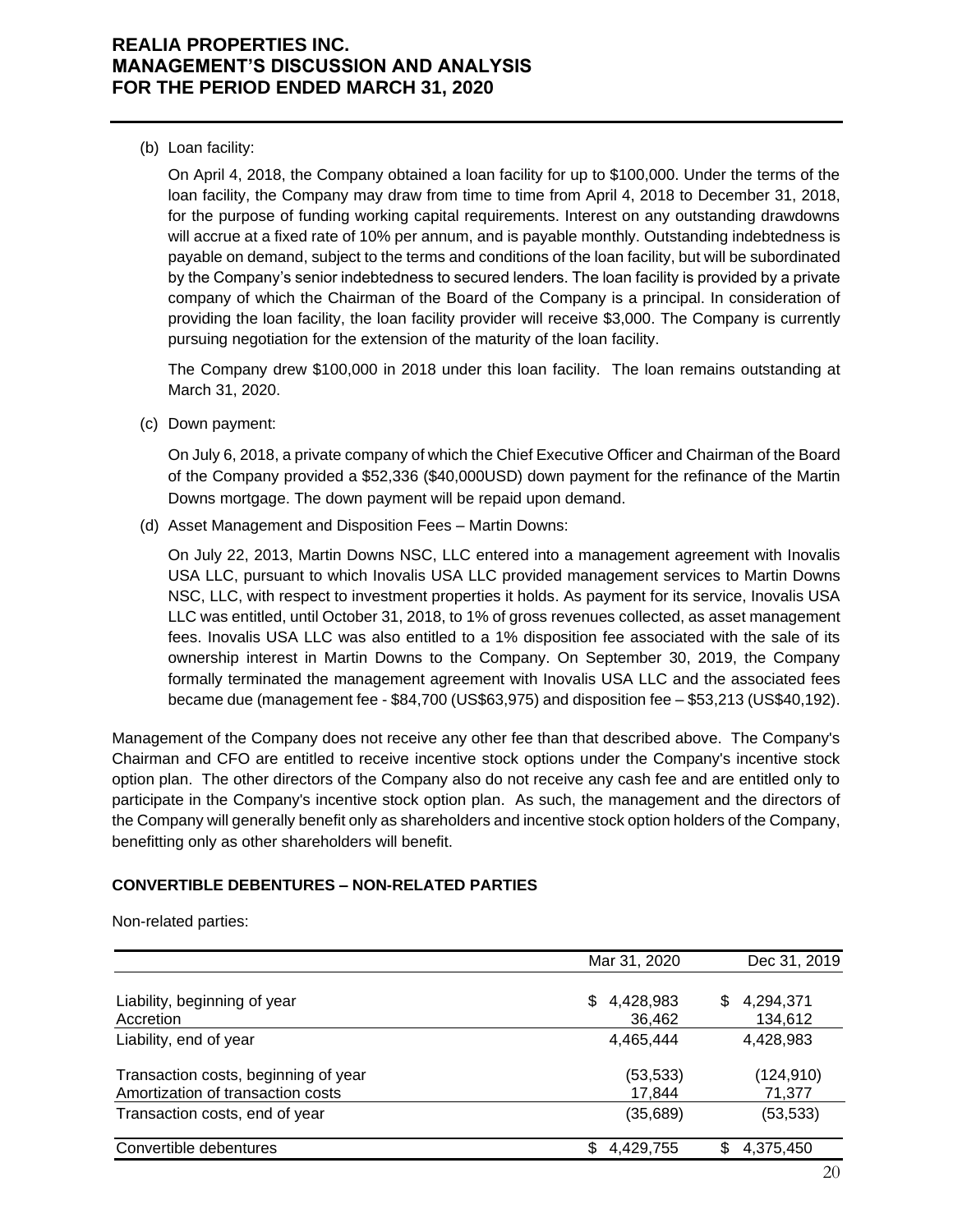(b) Loan facility:

On April 4, 2018, the Company obtained a loan facility for up to $100,000. Under the terms of the loan facility, the Company may draw from time to time from April 4, 2018 to December 31, 2018, for the purpose of funding working capital requirements. Interest on any outstanding drawdowns will accrue at a fixed rate of 10% per annum, and is payable monthly. Outstanding indebtedness is payable on demand, subject to the terms and conditions of the loan facility, but will be subordinated by the Company's senior indebtedness to secured lenders. The loan facility is provided by a private company of which the Chairman of the Board of the Company is a principal. In consideration of providing the loan facility, the loan facility provider will receive $3,000. The Company is currently pursuing negotiation for the extension of the maturity of the loan facility.

The Company drew $100,000 in 2018 under this loan facility. The loan remains outstanding at March 31, 2020.

(c) Down payment:

On July 6, 2018, a private company of which the Chief Executive Officer and Chairman of the Board of the Company provided a $52,336 ($40,000USD) down payment for the refinance of the Martin Downs mortgage. The down payment will be repaid upon demand.

(d) Asset Management and Disposition Fees – Martin Downs:

On July 22, 2013, Martin Downs NSC, LLC entered into a management agreement with Inovalis USA LLC, pursuant to which Inovalis USA LLC provided management services to Martin Downs NSC, LLC, with respect to investment properties it holds. As payment for its service, Inovalis USA LLC was entitled, until October 31, 2018, to 1% of gross revenues collected, as asset management fees. Inovalis USA LLC was also entitled to a 1% disposition fee associated with the sale of its ownership interest in Martin Downs to the Company. On September 30, 2019, the Company formally terminated the management agreement with Inovalis USA LLC and the associated fees became due (management fee - $84,700 (US$63,975) and disposition fee – $53,213 (US$40,192).

Management of the Company does not receive any other fee than that described above. The Company's Chairman and CFO are entitled to receive incentive stock options under the Company's incentive stock option plan. The other directors of the Company also do not receive any cash fee and are entitled only to participate in the Company's incentive stock option plan. As such, the management and the directors of the Company will generally benefit only as shareholders and incentive stock option holders of the Company, benefitting only as other shareholders will benefit.

## CONVERTIBLE DEBENTURES – NON-RELATED PARTIES

Non-related parties:

| | Mar 31, 2020 | Dec 31, 2019 |
|---|---|---|
| Liability, beginning of year | $ 4,428,983 | $ 4,294,371 |
| Accretion | 36,462 | 134,612 |
| Liability, end of year | 4,465,444 | 4,428,983 |
| Transaction costs, beginning of year | (53,533) | (124,910) |
| Amortization of transaction costs | 17,844 | 71,377 |
| Transaction costs, end of year | (35,689) | (53,533) |
| Convertible debentures | $ 4,429,755 | $ 4,375,450 |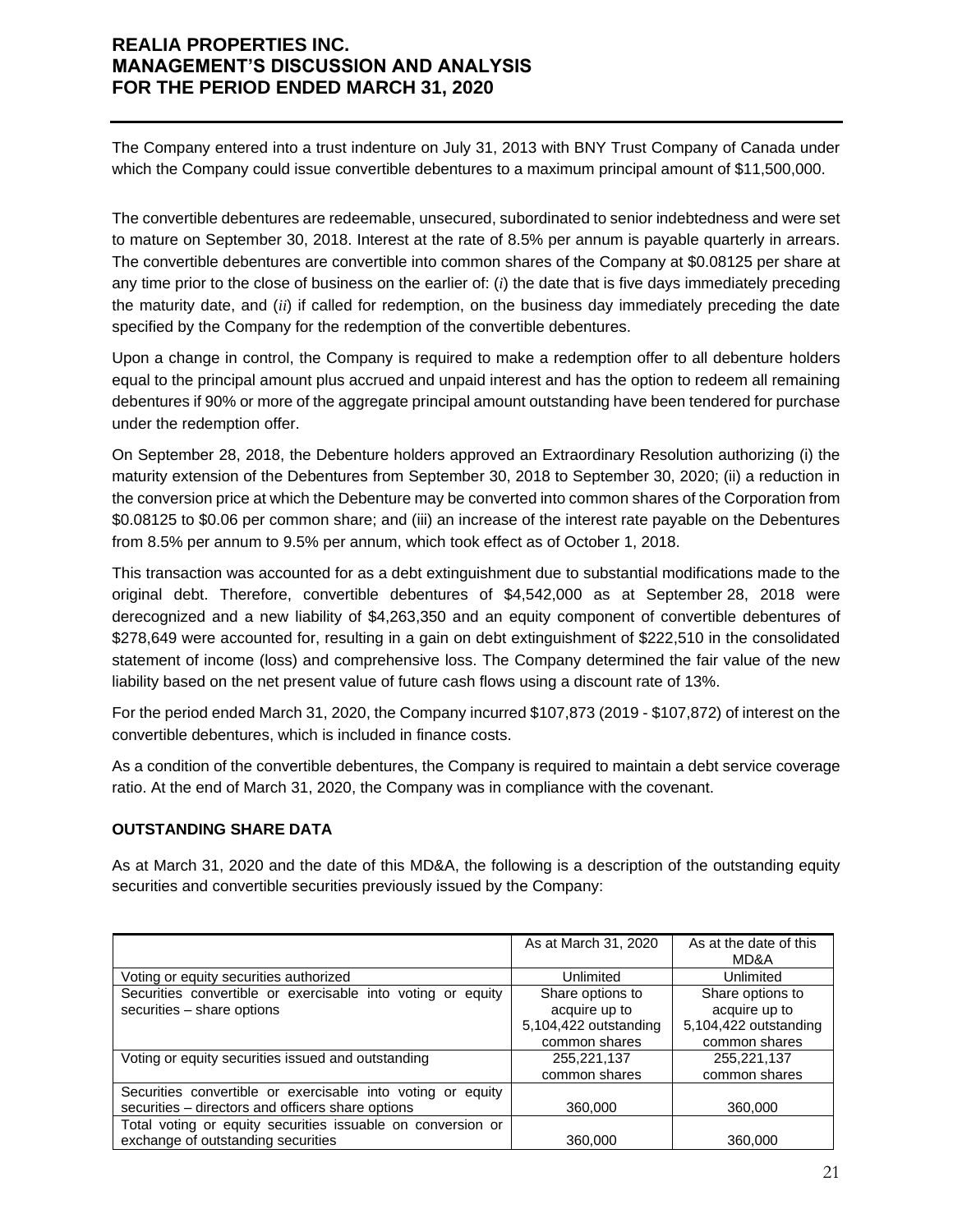The Company entered into a trust indenture on July 31, 2013 with BNY Trust Company of Canada under which the Company could issue convertible debentures to a maximum principal amount of $11,500,000.

The convertible debentures are redeemable, unsecured, subordinated to senior indebtedness and were set to mature on September 30, 2018. Interest at the rate of 8.5% per annum is payable quarterly in arrears. The convertible debentures are convertible into common shares of the Company at $0.08125 per share at any time prior to the close of business on the earlier of: (*i*) the date that is five days immediately preceding the maturity date, and (*ii*) if called for redemption, on the business day immediately preceding the date specified by the Company for the redemption of the convertible debentures.

Upon a change in control, the Company is required to make a redemption offer to all debenture holders equal to the principal amount plus accrued and unpaid interest and has the option to redeem all remaining debentures if 90% or more of the aggregate principal amount outstanding have been tendered for purchase under the redemption offer.

On September 28, 2018, the Debenture holders approved an Extraordinary Resolution authorizing (i) the maturity extension of the Debentures from September 30, 2018 to September 30, 2020; (ii) a reduction in the conversion price at which the Debenture may be converted into common shares of the Corporation from $0.08125 to $0.06 per common share; and (iii) an increase of the interest rate payable on the Debentures from 8.5% per annum to 9.5% per annum, which took effect as of October 1, 2018.

This transaction was accounted for as a debt extinguishment due to substantial modifications made to the original debt. Therefore, convertible debentures of $4,542,000 as at September 28, 2018 were derecognized and a new liability of $4,263,350 and an equity component of convertible debentures of $278,649 were accounted for, resulting in a gain on debt extinguishment of $222,510 in the consolidated statement of income (loss) and comprehensive loss. The Company determined the fair value of the new liability based on the net present value of future cash flows using a discount rate of 13%.

For the period ended March 31, 2020, the Company incurred $107,873 (2019 - $107,872) of interest on the convertible debentures, which is included in finance costs.

As a condition of the convertible debentures, the Company is required to maintain a debt service coverage ratio. At the end of March 31, 2020, the Company was in compliance with the covenant.

**OUTSTANDING SHARE DATA**

As at March 31, 2020 and the date of this MD&A, the following is a description of the outstanding equity securities and convertible securities previously issued by the Company:

| | As at March 31, 2020 | As at the date of this MD&A |
|---|---|---|
| Voting or equity securities authorized | Unlimited | Unlimited |
| Securities convertible or exercisable into voting or equity securities – share options | Share options to acquire up to 5,104,422 outstanding common shares | Share options to acquire up to 5,104,422 outstanding common shares |
| Voting or equity securities issued and outstanding | 255,221,137 common shares | 255,221,137 common shares |
| Securities convertible or exercisable into voting or equity securities – directors and officers share options | 360,000 | 360,000 |
| Total voting or equity securities issuable on conversion or exchange of outstanding securities | 360,000 | 360,000 |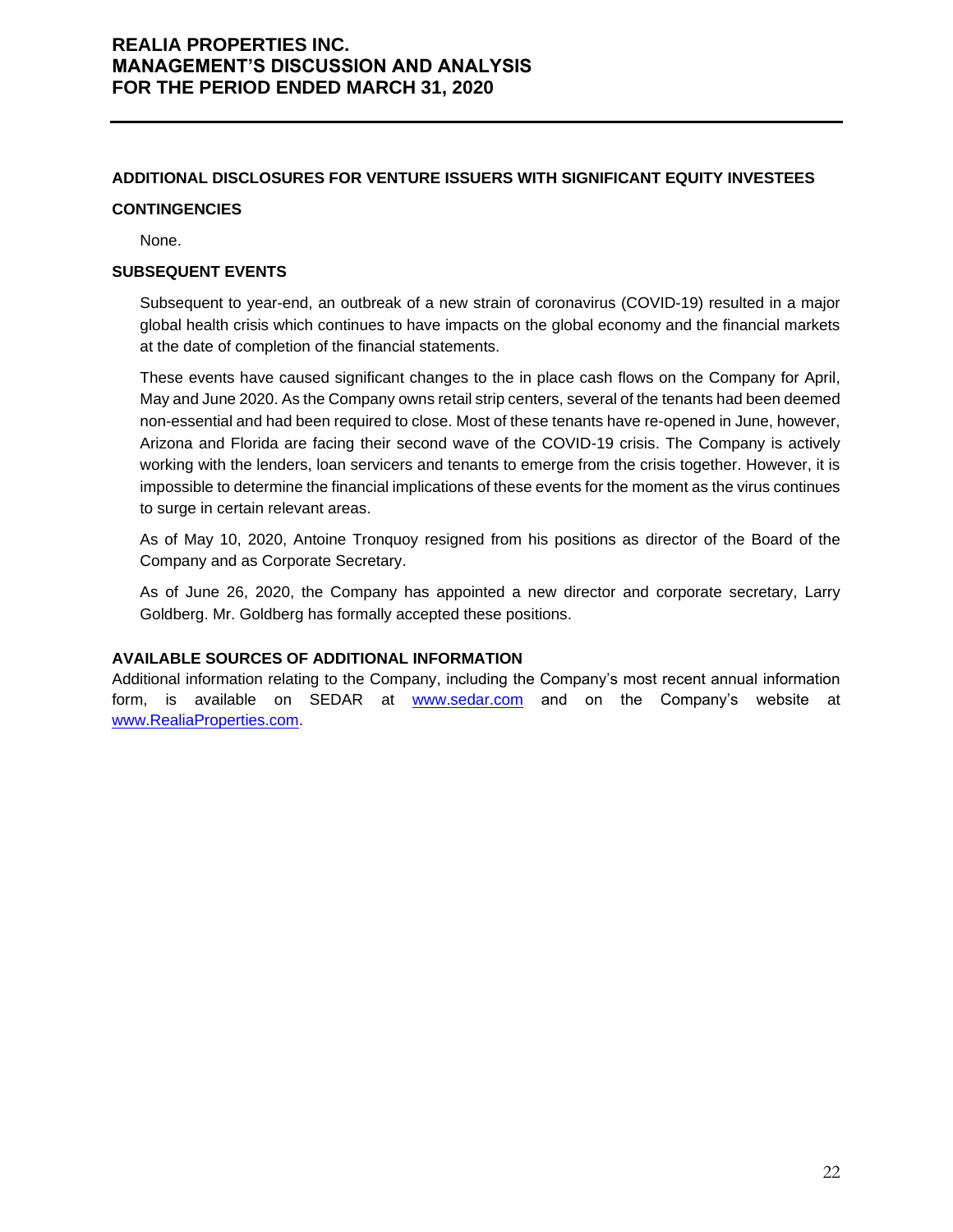## ADDITIONAL DISCLOSURES FOR VENTURE ISSUERS WITH SIGNIFICANT EQUITY INVESTEES

## CONTINGENCIES

None.

## SUBSEQUENT EVENTS

Subsequent to year-end, an outbreak of a new strain of coronavirus (COVID-19) resulted in a major global health crisis which continues to have impacts on the global economy and the financial markets at the date of completion of the financial statements.

These events have caused significant changes to the in place cash flows on the Company for April, May and June 2020. As the Company owns retail strip centers, several of the tenants had been deemed non-essential and had been required to close. Most of these tenants have re-opened in June, however, Arizona and Florida are facing their second wave of the COVID-19 crisis. The Company is actively working with the lenders, loan servicers and tenants to emerge from the crisis together. However, it is impossible to determine the financial implications of these events for the moment as the virus continues to surge in certain relevant areas.

As of May 10, 2020, Antoine Tronquoy resigned from his positions as director of the Board of the Company and as Corporate Secretary.

As of June 26, 2020, the Company has appointed a new director and corporate secretary, Larry Goldberg. Mr. Goldberg has formally accepted these positions.

## AVAILABLE SOURCES OF ADDITIONAL INFORMATION

Additional information relating to the Company, including the Company's most recent annual information form, is available on SEDAR at www.sedar.com and on the Company's website at www.RealiaProperties.com.